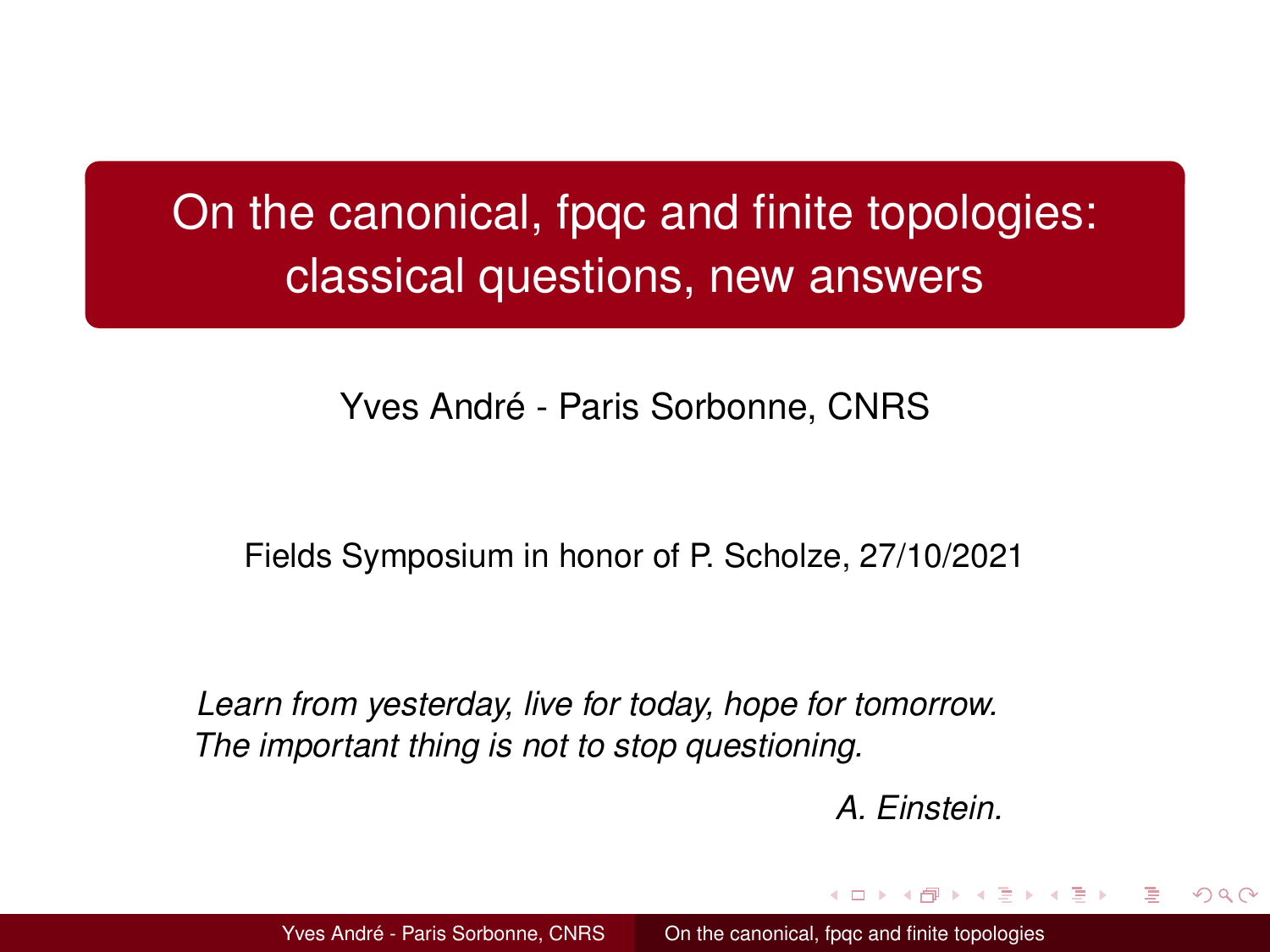# On the canonical, fpqc and finite topologies: classical questions, new answers

Yves André - Paris Sorbonne, CNRS

Fields Symposium in honor of P. Scholze, 27/10/2021

*Learn from yesterday, live for today, hope for tomorrow.*
*The important thing is not to stop questioning.*

*A. Einstein.*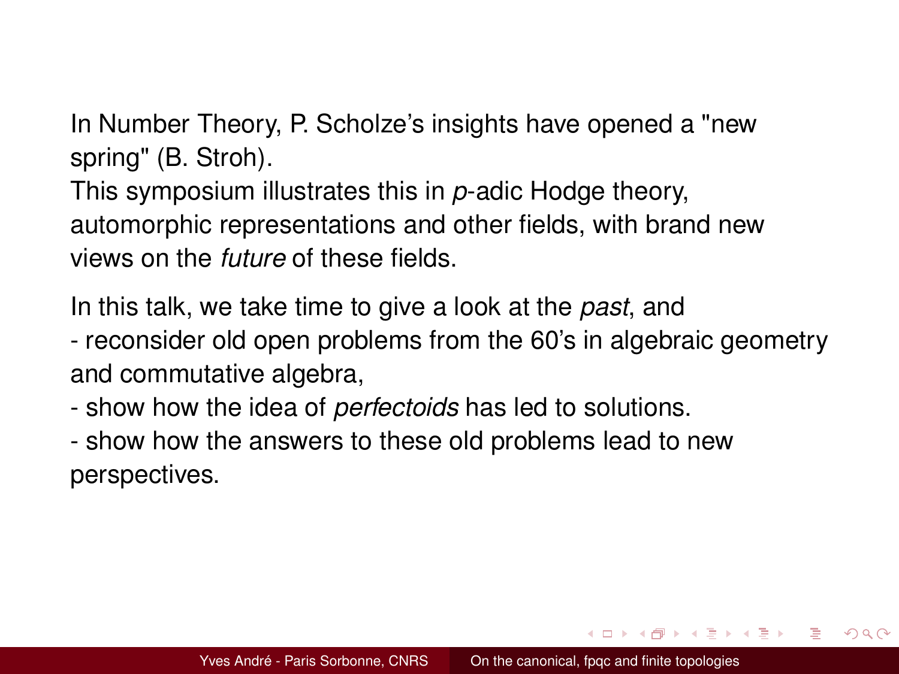In Number Theory, P. Scholze's insights have opened a "new spring" (B. Stroh).

This symposium illustrates this in $p$-adic Hodge theory, automorphic representations and other fields, with brand new views on the *future* of these fields.

In this talk, we take time to give a look at the *past*, and

- reconsider old open problems from the 60's in algebraic geometry and commutative algebra,
- show how the idea of *perfectoids* has led to solutions.
- show how the answers to these old problems lead to new perspectives.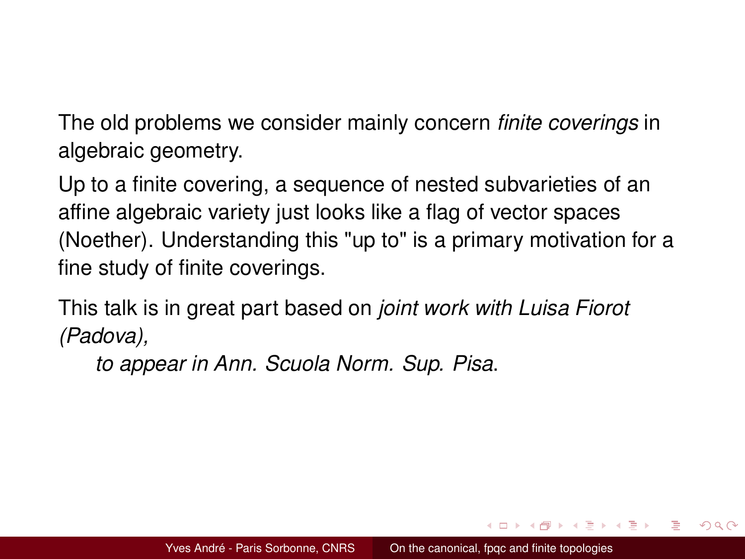The old problems we consider mainly concern *finite coverings* in algebraic geometry.

Up to a finite covering, a sequence of nested subvarieties of an affine algebraic variety just looks like a flag of vector spaces (Noether). Understanding this "up to" is a primary motivation for a fine study of finite coverings.

This talk is in great part based on *joint work with Luisa Fiorot (Padova),*

*to appear in Ann. Scuola Norm. Sup. Pisa*.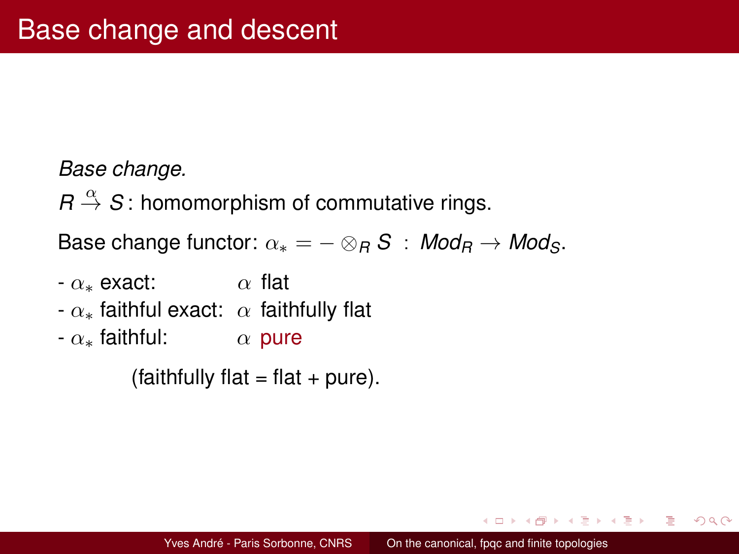# Base change and descent

*Base change.*

$R \stackrel{\alpha}{\to} S$ : homomorphism of commutative rings.

Base change functor: $\alpha_* = - \otimes_R S \ : \ Mod_R \to Mod_S$.

- $\alpha_*$ exact: $\alpha$ flat
- $\alpha_*$ faithful exact: $\alpha$ faithfully flat
- $\alpha_*$ faithful: $\alpha$ pure

(faithfully flat = flat + pure).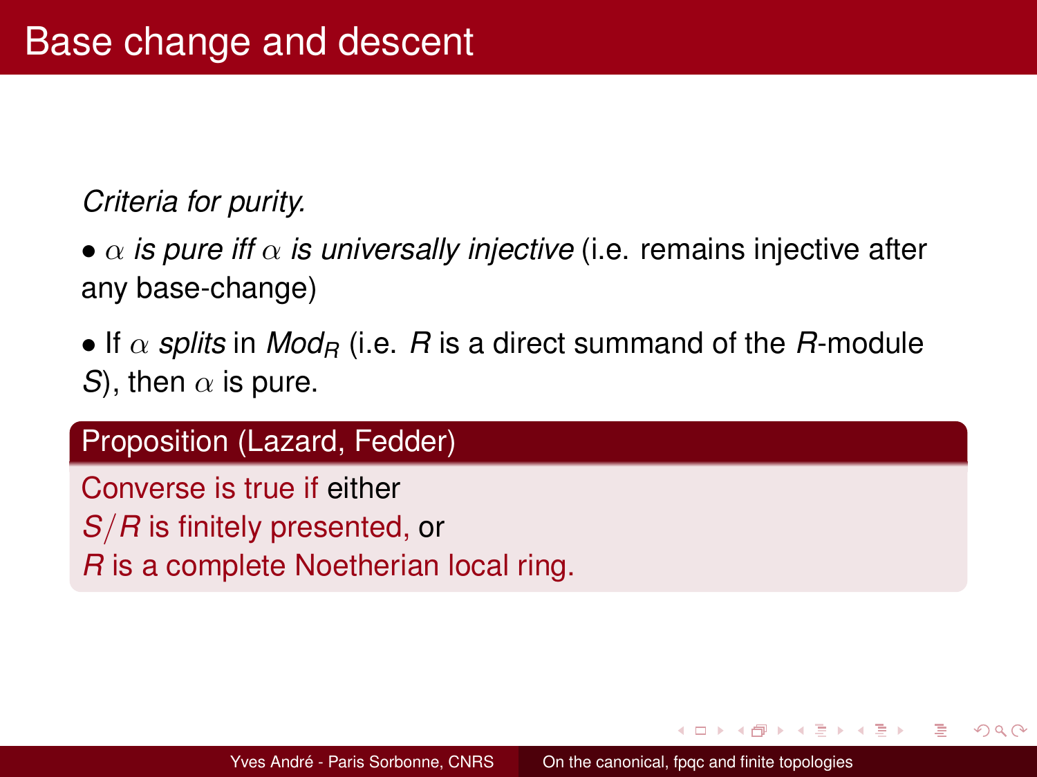# Base change and descent

*Criteria for purity.*

• $\alpha$ *is pure iff* $\alpha$ *is universally injective* (i.e. remains injective after any base-change)

• If $\alpha$ *splits* in $Mod_R$ (i.e. $R$ is a direct summand of the $R$-module $S$), then $\alpha$ is pure.

**Proposition (Lazard, Fedder)**

Converse is true if either
$S/R$ is finitely presented, or
$R$ is a complete Noetherian local ring.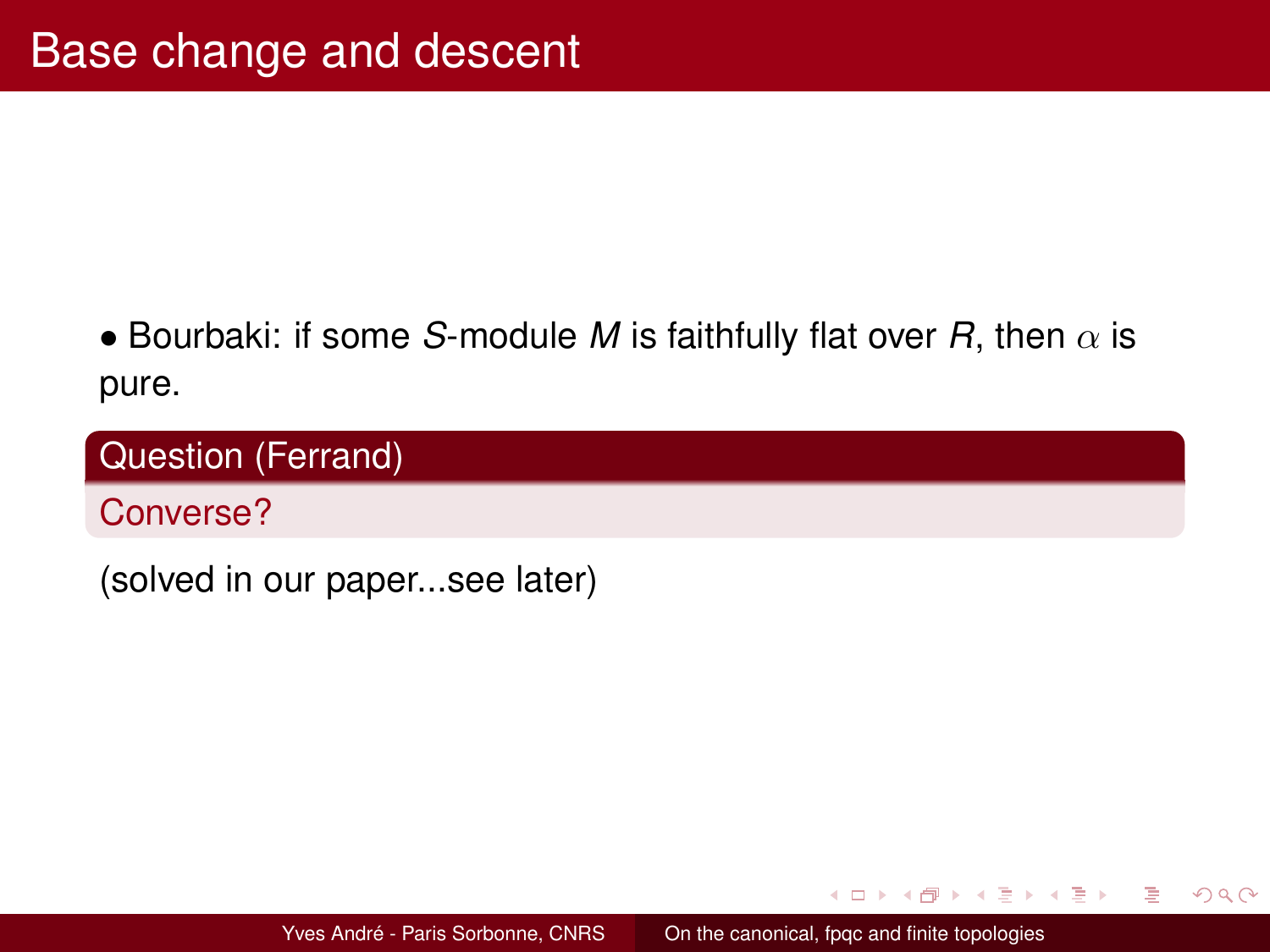# Base change and descent

- Bourbaki: if some $S$-module $M$ is faithfully flat over $R$, then $\alpha$ is pure.

**Question (Ferrand)**

Converse?

(solved in our paper...see later)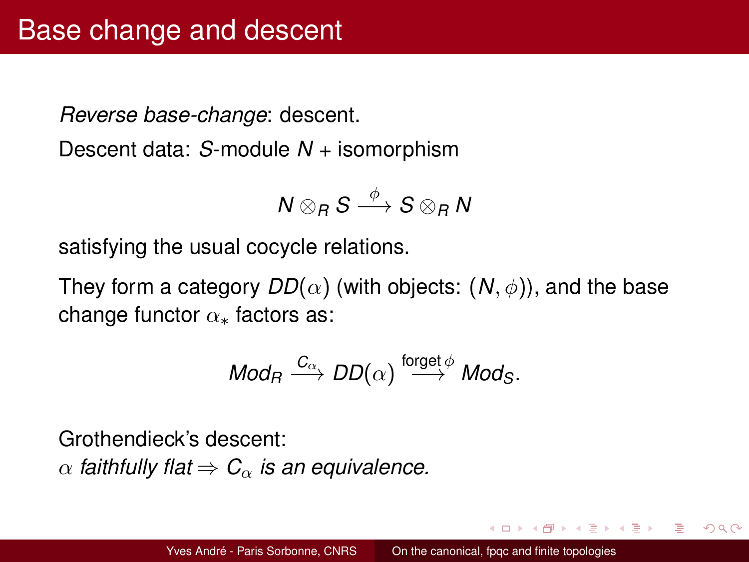# Base change and descent

*Reverse base-change*: descent.

Descent data: $S$-module $N$ + isomorphism

$$N \otimes_R S \xrightarrow{\phi} S \otimes_R N$$

satisfying the usual cocycle relations.

They form a category $DD(\alpha)$ (with objects: $(N, \phi)$), and the base change functor $\alpha_*$ factors as:

$$Mod_R \xrightarrow{C_\alpha} DD(\alpha) \xrightarrow{\text{forget}\,\phi} Mod_S.$$

Grothendieck's descent:
$\alpha$ *faithfully flat* $\Rightarrow$ $C_\alpha$ *is an equivalence.*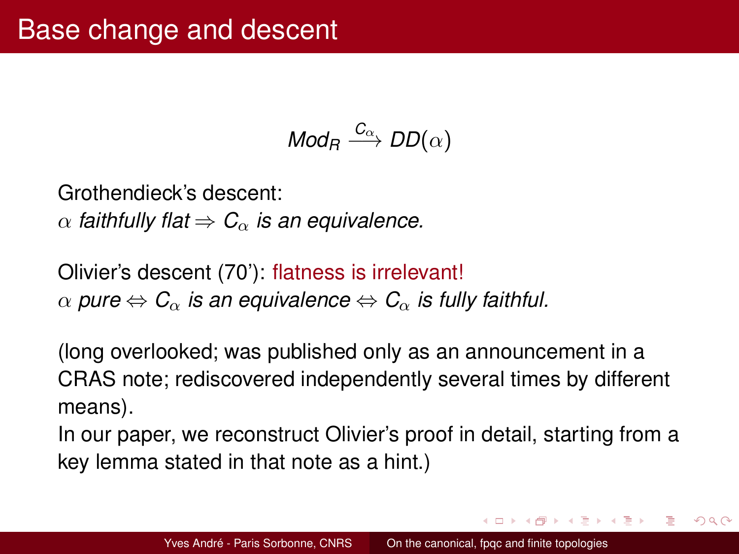# Base change and descent

$$Mod_R \xrightarrow{C_\alpha} DD(\alpha)$$

Grothendieck's descent:
$\alpha$ *faithfully flat* $\Rightarrow$ $C_\alpha$ *is an equivalence.*

Olivier's descent (70'): flatness is irrelevant!
$\alpha$ *pure* $\Leftrightarrow$ $C_\alpha$ *is an equivalence* $\Leftrightarrow$ $C_\alpha$ *is fully faithful.*

(long overlooked; was published only as an announcement in a CRAS note; rediscovered independently several times by different means).
In our paper, we reconstruct Olivier's proof in detail, starting from a key lemma stated in that note as a hint.)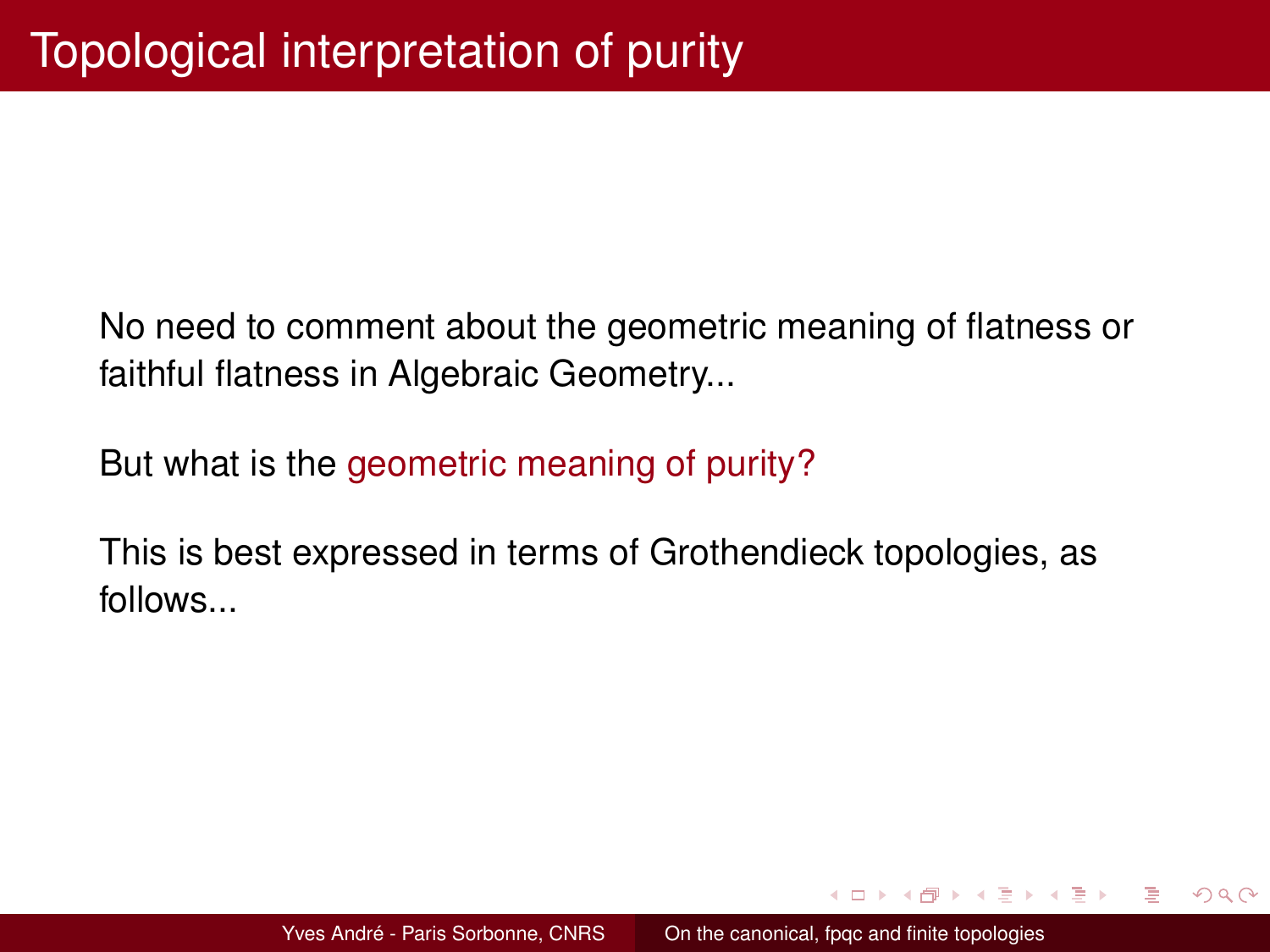# Topological interpretation of purity

No need to comment about the geometric meaning of flatness or faithful flatness in Algebraic Geometry...

But what is the geometric meaning of purity?

This is best expressed in terms of Grothendieck topologies, as follows...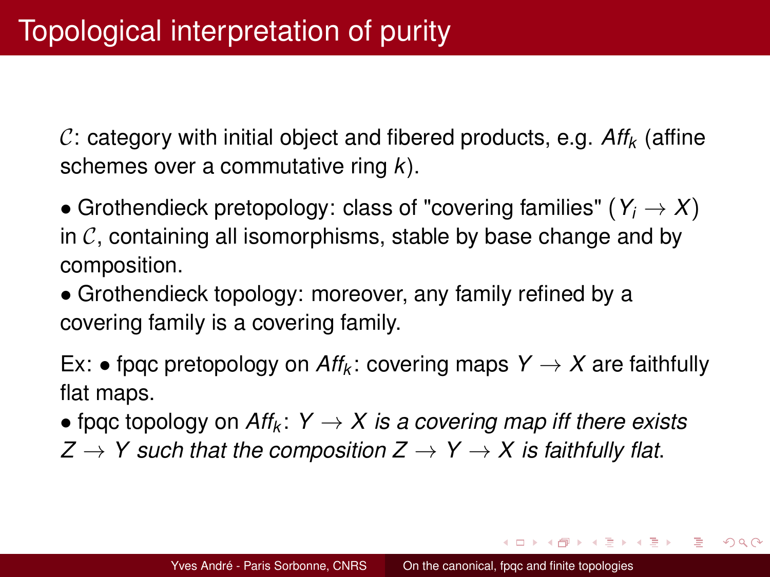# Topological interpretation of purity

$\mathcal{C}$: category with initial object and fibered products, e.g. $Aff_k$ (affine schemes over a commutative ring $k$).

- Grothendieck pretopology: class of "covering families" $(Y_i \to X)$ in $\mathcal{C}$, containing all isomorphisms, stable by base change and by composition.
- Grothendieck topology: moreover, any family refined by a covering family is a covering family.

Ex: • fpqc pretopology on $Aff_k$: covering maps $Y \to X$ are faithfully flat maps.

• fpqc topology on $Aff_k$: *$Y \to X$ is a covering map iff there exists $Z \to Y$ such that the composition $Z \to Y \to X$ is faithfully flat.*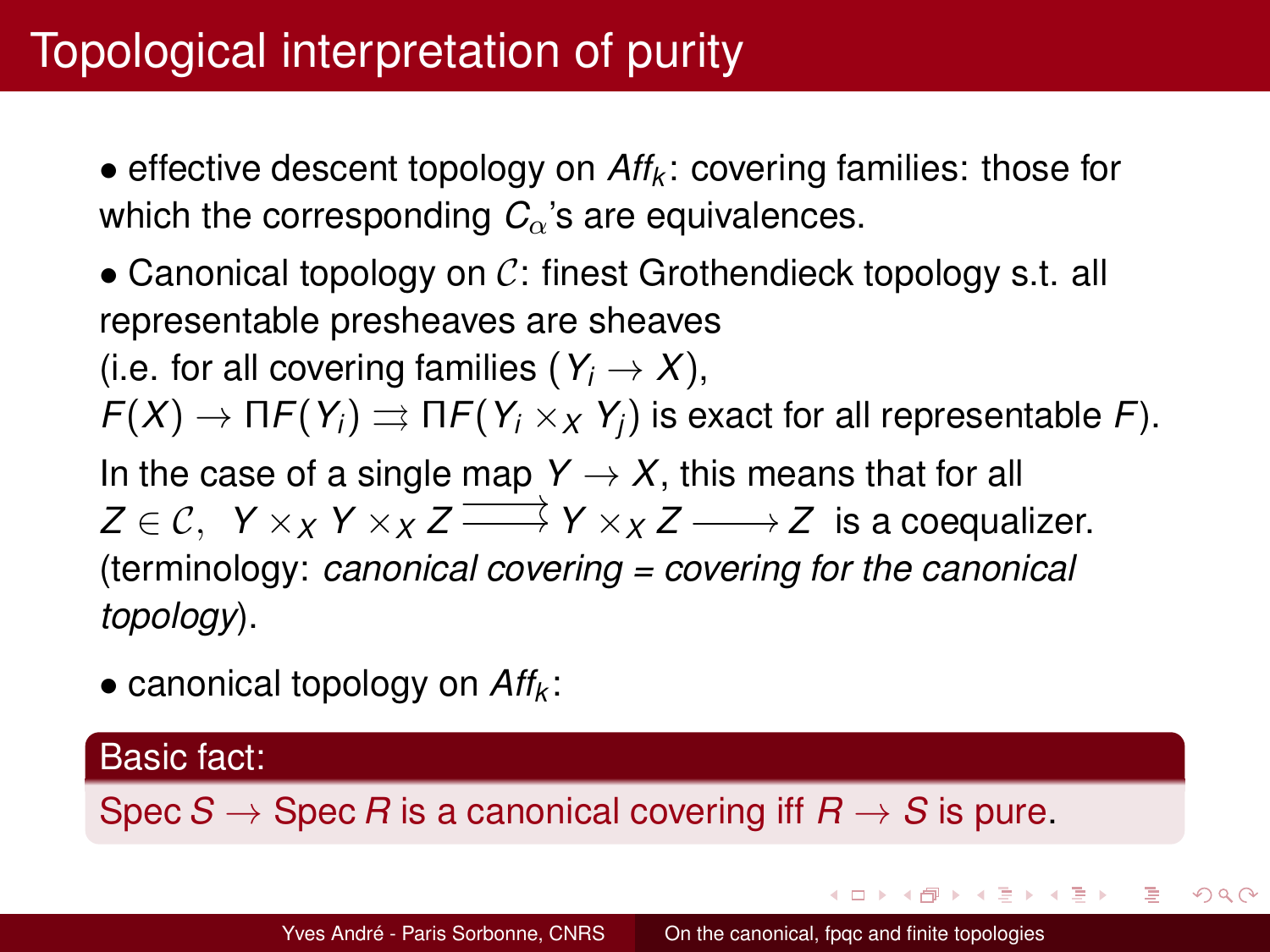# Topological interpretation of purity

- effective descent topology on $Aff_k$: covering families: those for which the corresponding $C_\alpha$'s are equivalences.

- Canonical topology on $\mathcal{C}$: finest Grothendieck topology s.t. all representable presheaves are sheaves
(i.e. for all covering families $(Y_i \to X)$,
$F(X) \to \Pi F(Y_i) \rightrightarrows \Pi F(Y_i \times_X Y_j)$ is exact for all representable $F$).
In the case of a single map $Y \to X$, this means that for all $Z \in \mathcal{C}$, $\; Y \times_X Y \times_X Z \rightrightarrows Y \times_X Z \longrightarrow Z$ is a coequalizer.
(terminology: *canonical covering = covering for the canonical topology*).

- canonical topology on $Aff_k$:

**Basic fact:**

Spec $S \to$ Spec $R$ is a canonical covering iff $R \to S$ is pure.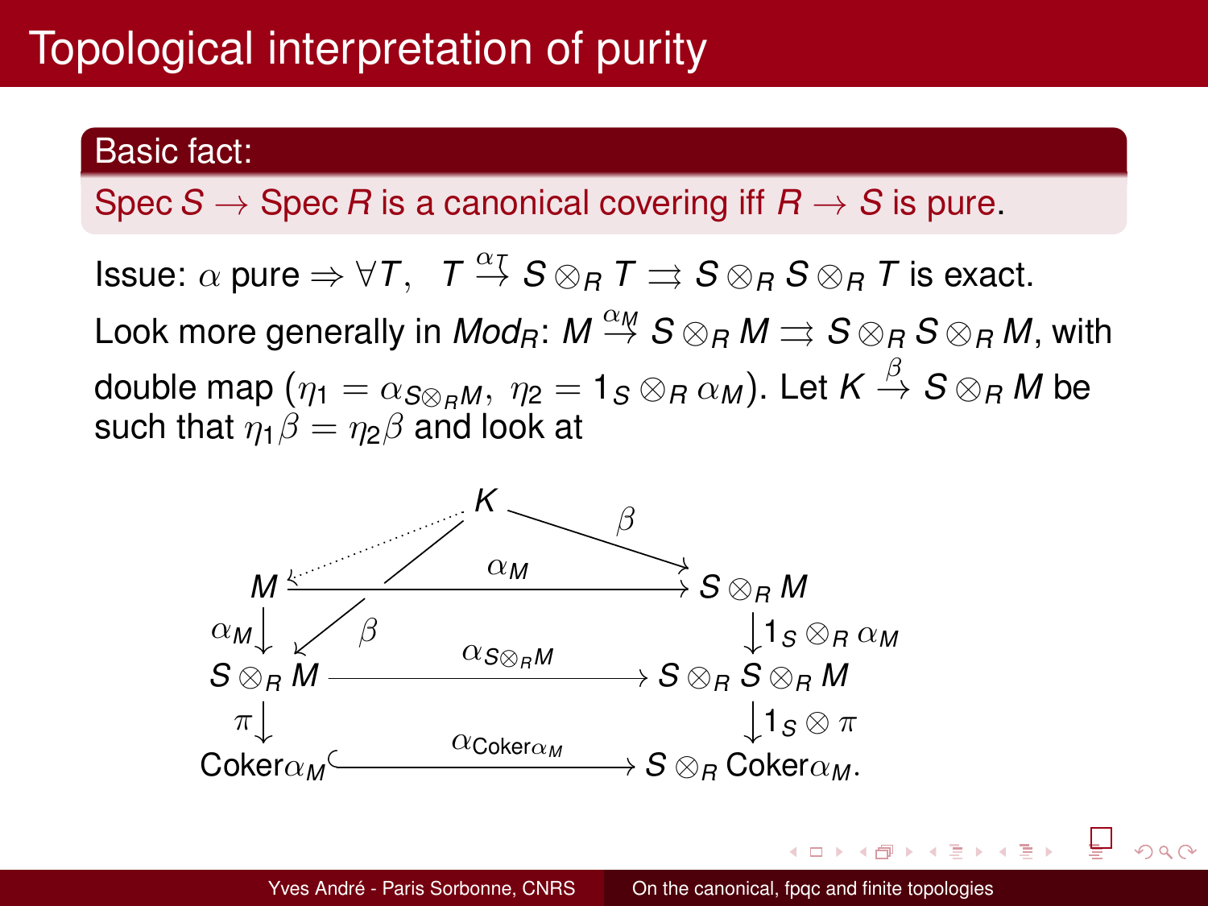# Topological interpretation of purity

**Basic fact:**

Spec $S \to$ Spec $R$ is a canonical covering iff $R \to S$ is pure.

Issue: $\alpha$ pure $\Rightarrow \forall T$, $\;T \stackrel{\alpha_T}{\to} S \otimes_R T \rightrightarrows S \otimes_R S \otimes_R T$ is exact.

Look more generally in $Mod_R$: $M \stackrel{\alpha_M}{\to} S \otimes_R M \rightrightarrows S \otimes_R S \otimes_R M$, with double map ($\eta_1 = \alpha_{S \otimes_R M}, \; \eta_2 = 1_S \otimes_R \alpha_M$). Let $K \stackrel{\beta}{\to} S \otimes_R M$ be such that $\eta_1 \beta = \eta_2 \beta$ and look at

$$
\begin{array}{ccc}
 & K & \\
M \overset{\cdots}{\leftarrow} & \searrow^{\beta} \;\; \swarrow_{\beta} & \\
M & \xrightarrow{\alpha_M} & S \otimes_R M \\
\alpha_M \downarrow & & \downarrow 1_S \otimes_R \alpha_M \\
S \otimes_R M & \xrightarrow{\alpha_{S \otimes_R M}} & S \otimes_R S \otimes_R M \\
\pi \downarrow & & \downarrow 1_S \otimes \pi \\
\mathrm{Coker}\alpha_M & \xhookrightarrow{\alpha_{\mathrm{Coker}\alpha_M}} & S \otimes_R \mathrm{Coker}\alpha_M .
\end{array}
$$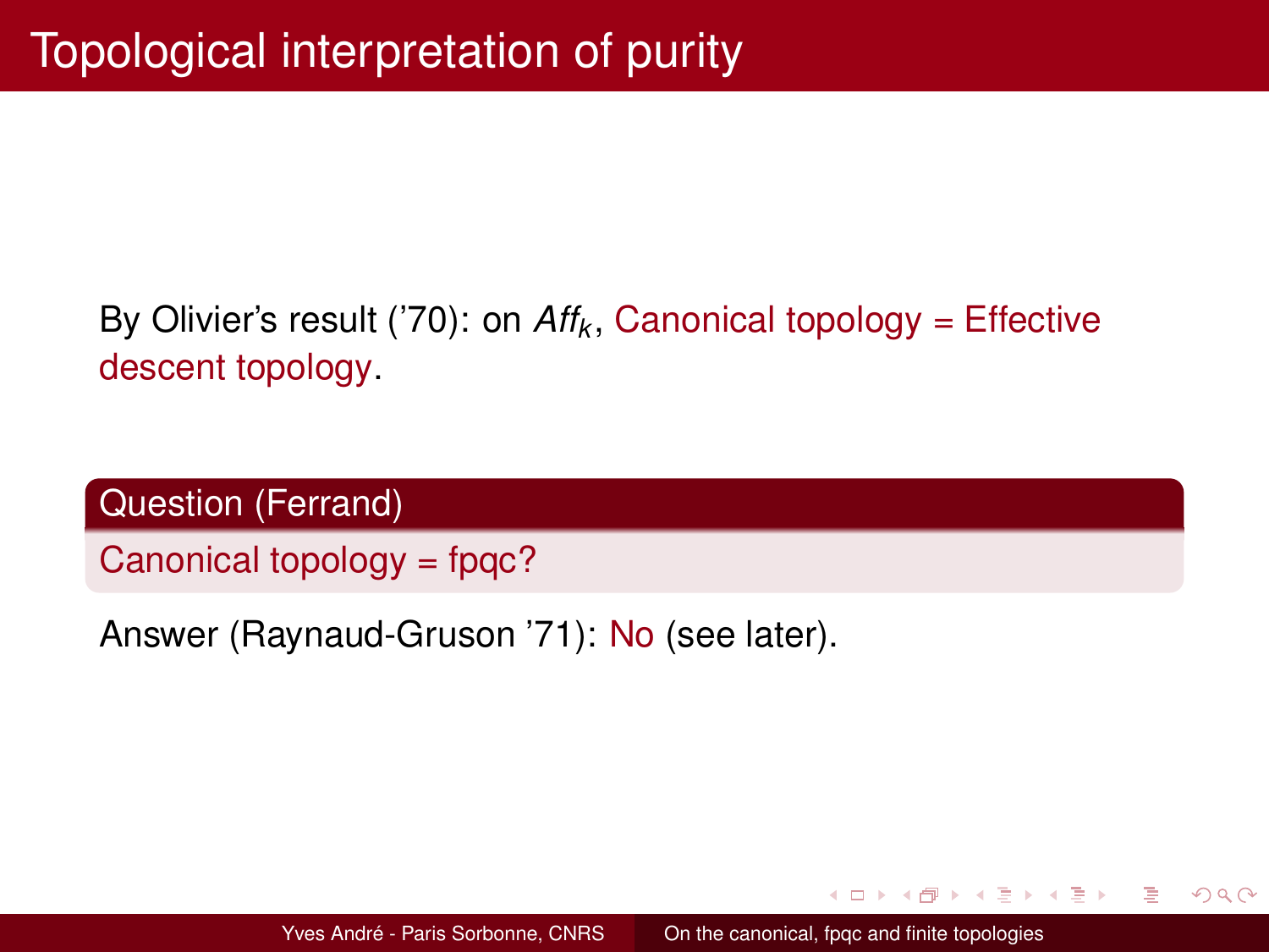# Topological interpretation of purity

By Olivier's result ('70): on $Aff_k$, Canonical topology = Effective descent topology.

**Question (Ferrand)**

Canonical topology = fpqc?

Answer (Raynaud-Gruson '71): No (see later).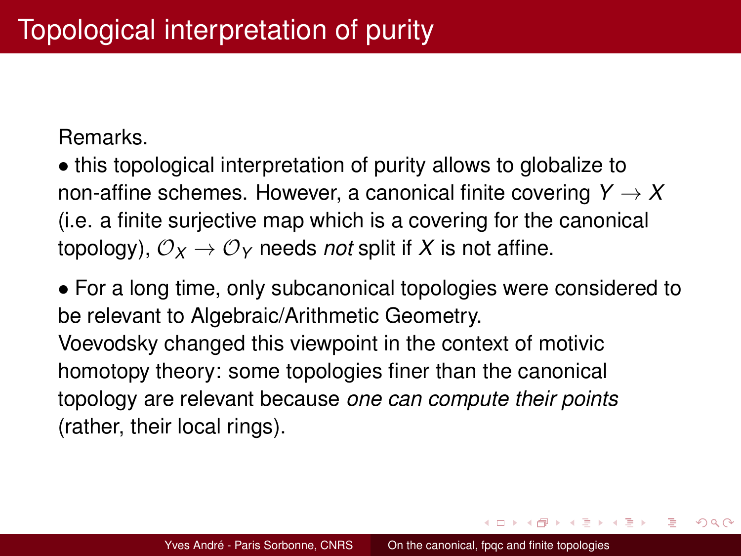# Topological interpretation of purity

Remarks.

- this topological interpretation of purity allows to globalize to non-affine schemes. However, a canonical finite covering $Y \to X$ (i.e. a finite surjective map which is a covering for the canonical topology), $\mathcal{O}_X \to \mathcal{O}_Y$ needs *not* split if $X$ is not affine.

- For a long time, only subcanonical topologies were considered to be relevant to Algebraic/Arithmetic Geometry.
Voevodsky changed this viewpoint in the context of motivic homotopy theory: some topologies finer than the canonical topology are relevant because *one can compute their points* (rather, their local rings).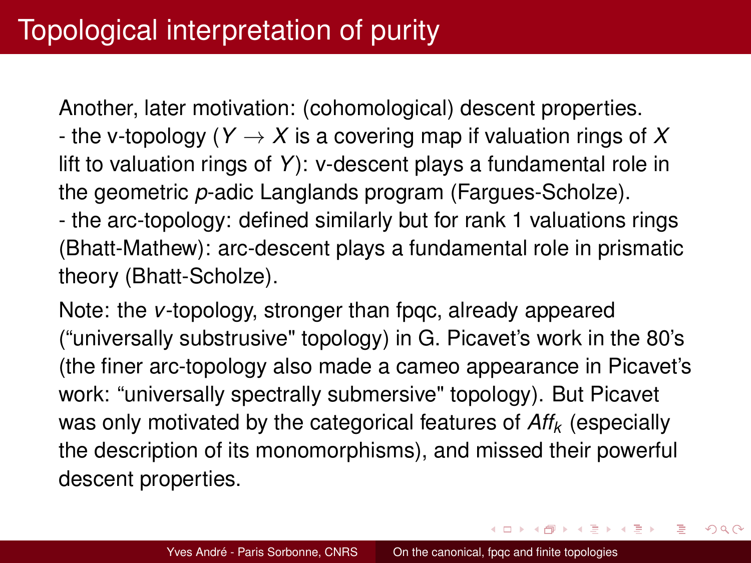# Topological interpretation of purity

Another, later motivation: (cohomological) descent properties.
- the v-topology ($Y \to X$ is a covering map if valuation rings of $X$ lift to valuation rings of $Y$): v-descent plays a fundamental role in the geometric $p$-adic Langlands program (Fargues-Scholze).
- the arc-topology: defined similarly but for rank 1 valuations rings (Bhatt-Mathew): arc-descent plays a fundamental role in prismatic theory (Bhatt-Scholze).

Note: the $v$-topology, stronger than fpqc, already appeared ("universally substrusive" topology) in G. Picavet's work in the 80's (the finer arc-topology also made a cameo appearance in Picavet's work: "universally spectrally submersive" topology). But Picavet was only motivated by the categorical features of $Aff_k$ (especially the description of its monomorphisms), and missed their powerful descent properties.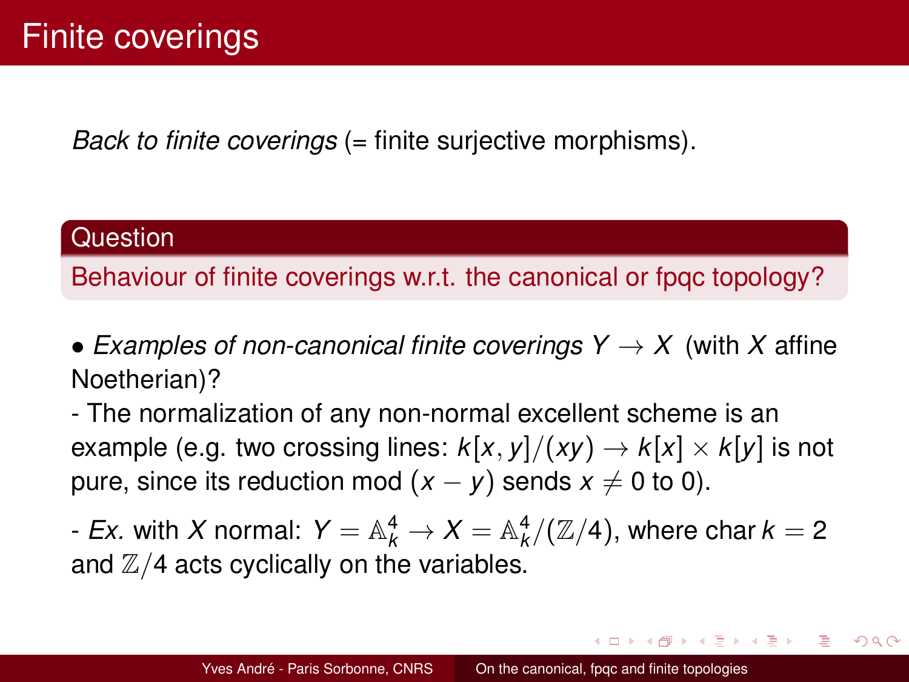# Finite coverings

*Back to finite coverings* (= finite surjective morphisms).

**Question**

Behaviour of finite coverings w.r.t. the canonical or fpqc topology?

• *Examples of non-canonical finite coverings* $Y \to X$ (with $X$ affine Noetherian)?

- The normalization of any non-normal excellent scheme is an example (e.g. two crossing lines: $k[x,y]/(xy) \to k[x] \times k[y]$ is not pure, since its reduction mod $(x-y)$ sends $x \neq 0$ to $0$).

- *Ex.* with $X$ normal: $Y = \mathbb{A}^4_k \to X = \mathbb{A}^4_k/(\mathbb{Z}/4)$, where char $k = 2$ and $\mathbb{Z}/4$ acts cyclically on the variables.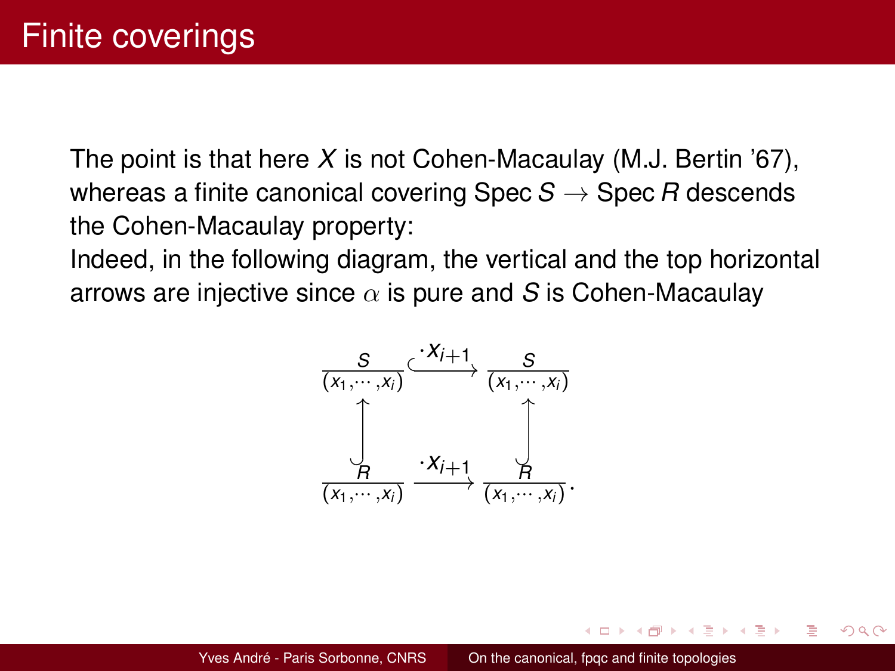# Finite coverings

The point is that here $X$ is not Cohen-Macaulay (M.J. Bertin '67), whereas a finite canonical covering Spec $S \to$ Spec $R$ descends the Cohen-Macaulay property:

Indeed, in the following diagram, the vertical and the top horizontal arrows are injective since $\alpha$ is pure and $S$ is Cohen-Macaulay

$$
\begin{array}{ccc}
\frac{S}{(x_1,\cdots,x_i)} & \xhookrightarrow{\cdot x_{i+1}} & \frac{S}{(x_1,\cdots,x_i)} \\
\uparrow & & \uparrow \\
\frac{R}{(x_1,\cdots,x_i)} & \xrightarrow{\cdot x_{i+1}} & \frac{R}{(x_1,\cdots,x_i)}
\end{array}.
$$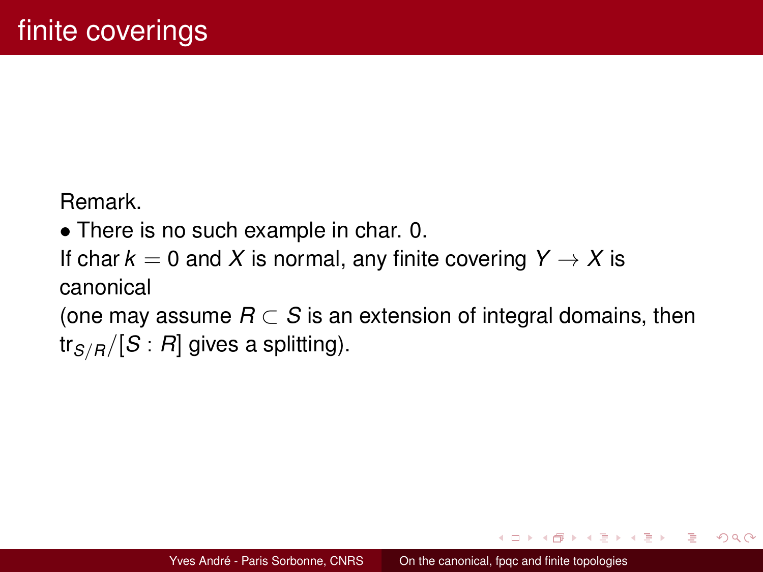# finite coverings

Remark.

• There is no such example in char. 0.

If char $k = 0$ and $X$ is normal, any finite covering $Y \to X$ is canonical

(one may assume $R \subset S$ is an extension of integral domains, then $\mathrm{tr}_{S/R}/[S : R]$ gives a splitting).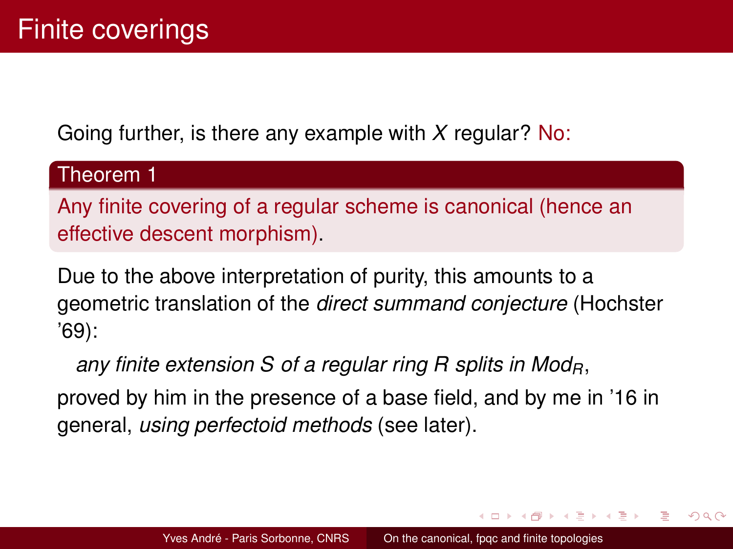# Finite coverings

Going further, is there any example with $X$ regular? No:

**Theorem 1**

Any finite covering of a regular scheme is canonical (hence an effective descent morphism).

Due to the above interpretation of purity, this amounts to a geometric translation of the *direct summand conjecture* (Hochster '69):

*any finite extension $S$ of a regular ring $R$ splits in $Mod_R$*,

proved by him in the presence of a base field, and by me in '16 in general, *using perfectoid methods* (see later).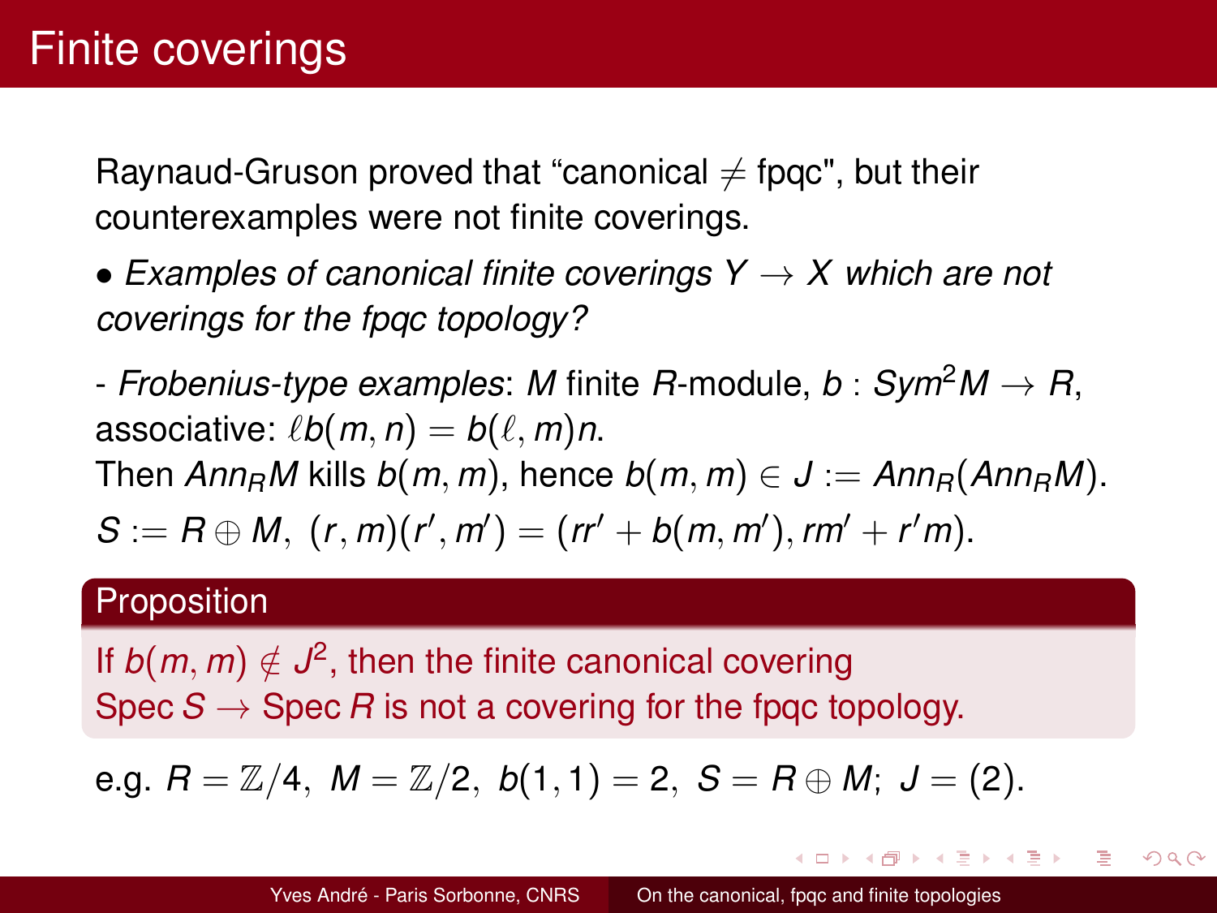# Finite coverings

Raynaud-Gruson proved that "canonical $\neq$ fpqc", but their counterexamples were not finite coverings.

• *Examples of canonical finite coverings $Y \to X$ which are not coverings for the fpqc topology?*

- *Frobenius-type examples*: $M$ finite $R$-module, $b : Sym^2 M \to R$, associative: $\ell b(m,n) = b(\ell, m)n$.
Then $Ann_R M$ kills $b(m,m)$, hence $b(m,m) \in J := Ann_R(Ann_R M)$.
$S := R \oplus M,\ (r,m)(r',m') = (rr' + b(m,m'), rm' + r'm)$.

**Proposition**

If $b(m,m) \notin J^2$, then the finite canonical covering Spec $S \to$ Spec $R$ is not a covering for the fpqc topology.

e.g. $R = \mathbb{Z}/4,\ M = \mathbb{Z}/2,\ b(1,1) = 2,\ S = R \oplus M;\ J = (2)$.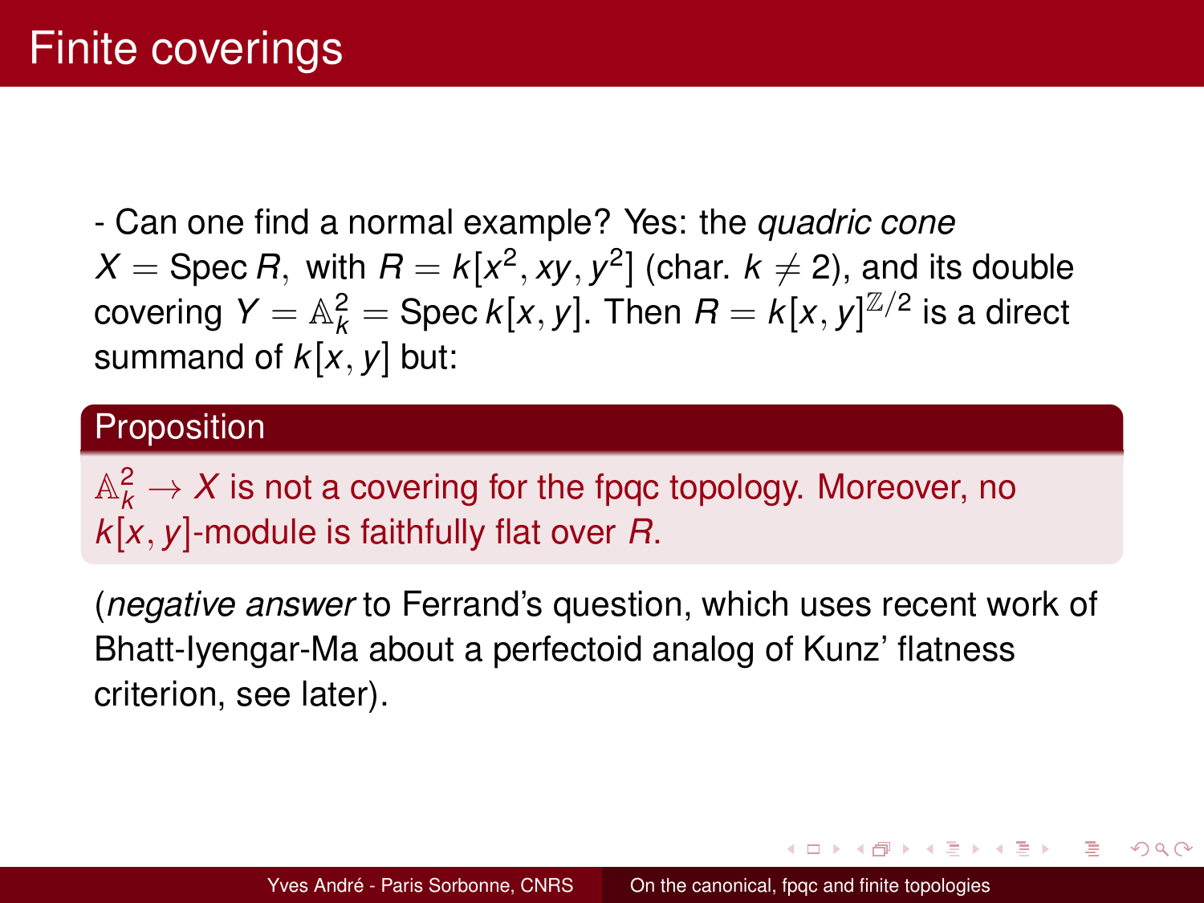# Finite coverings

- Can one find a normal example? Yes: the *quadric cone* $X = \operatorname{Spec} R,$ with $R = k[x^2, xy, y^2]$ (char. $k \neq 2$), and its double covering $Y = \mathbb{A}_k^2 = \operatorname{Spec} k[x, y]$. Then $R = k[x, y]^{\mathbb{Z}/2}$ is a direct summand of $k[x, y]$ but:

**Proposition**

$\mathbb{A}_k^2 \to X$ is not a covering for the fpqc topology. Moreover, no $k[x, y]$-module is faithfully flat over $R$.

(*negative answer* to Ferrand's question, which uses recent work of Bhatt-Iyengar-Ma about a perfectoid analog of Kunz' flatness criterion, see later).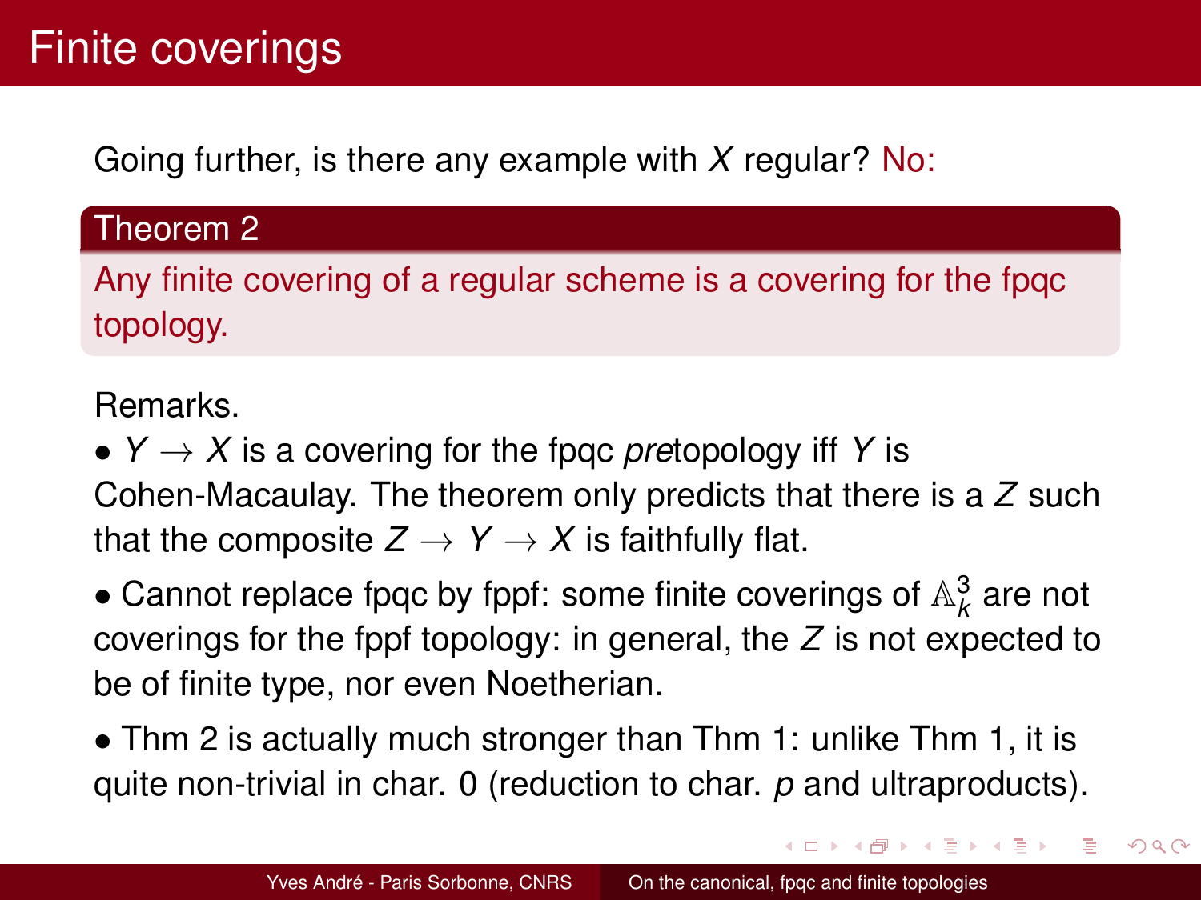# Finite coverings

Going further, is there any example with $X$ regular? No:

**Theorem 2**

Any finite covering of a regular scheme is a covering for the fpqc topology.

Remarks.

• $Y \to X$ is a covering for the fpqc *pre*topology iff $Y$ is Cohen-Macaulay. The theorem only predicts that there is a $Z$ such that the composite $Z \to Y \to X$ is faithfully flat.

• Cannot replace fpqc by fppf: some finite coverings of $\mathbb{A}^3_k$ are not coverings for the fppf topology: in general, the $Z$ is not expected to be of finite type, nor even Noetherian.

• Thm 2 is actually much stronger than Thm 1: unlike Thm 1, it is quite non-trivial in char. 0 (reduction to char. $p$ and ultraproducts).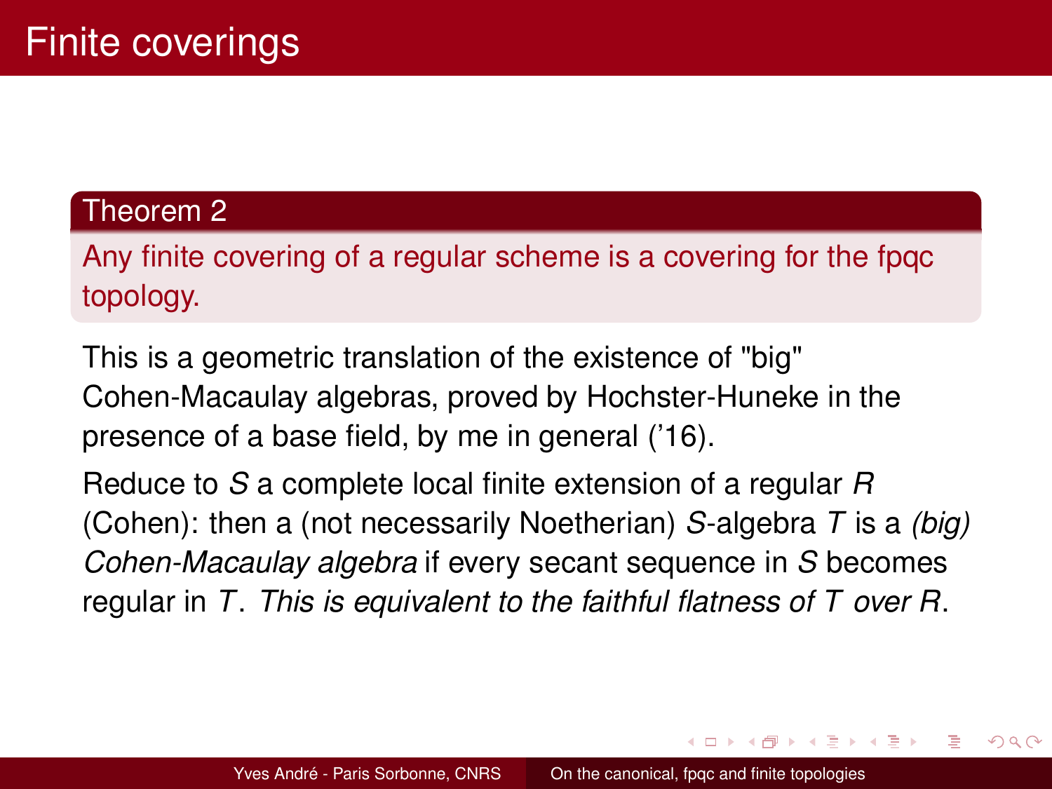# Finite coverings

**Theorem 2**

Any finite covering of a regular scheme is a covering for the fpqc topology.

This is a geometric translation of the existence of "big" Cohen-Macaulay algebras, proved by Hochster-Huneke in the presence of a base field, by me in general ('16).

Reduce to $S$ a complete local finite extension of a regular $R$ (Cohen): then a (not necessarily Noetherian) $S$-algebra $T$ is a *(big) Cohen-Macaulay algebra* if every secant sequence in $S$ becomes regular in $T$. *This is equivalent to the faithful flatness of $T$ over $R$.*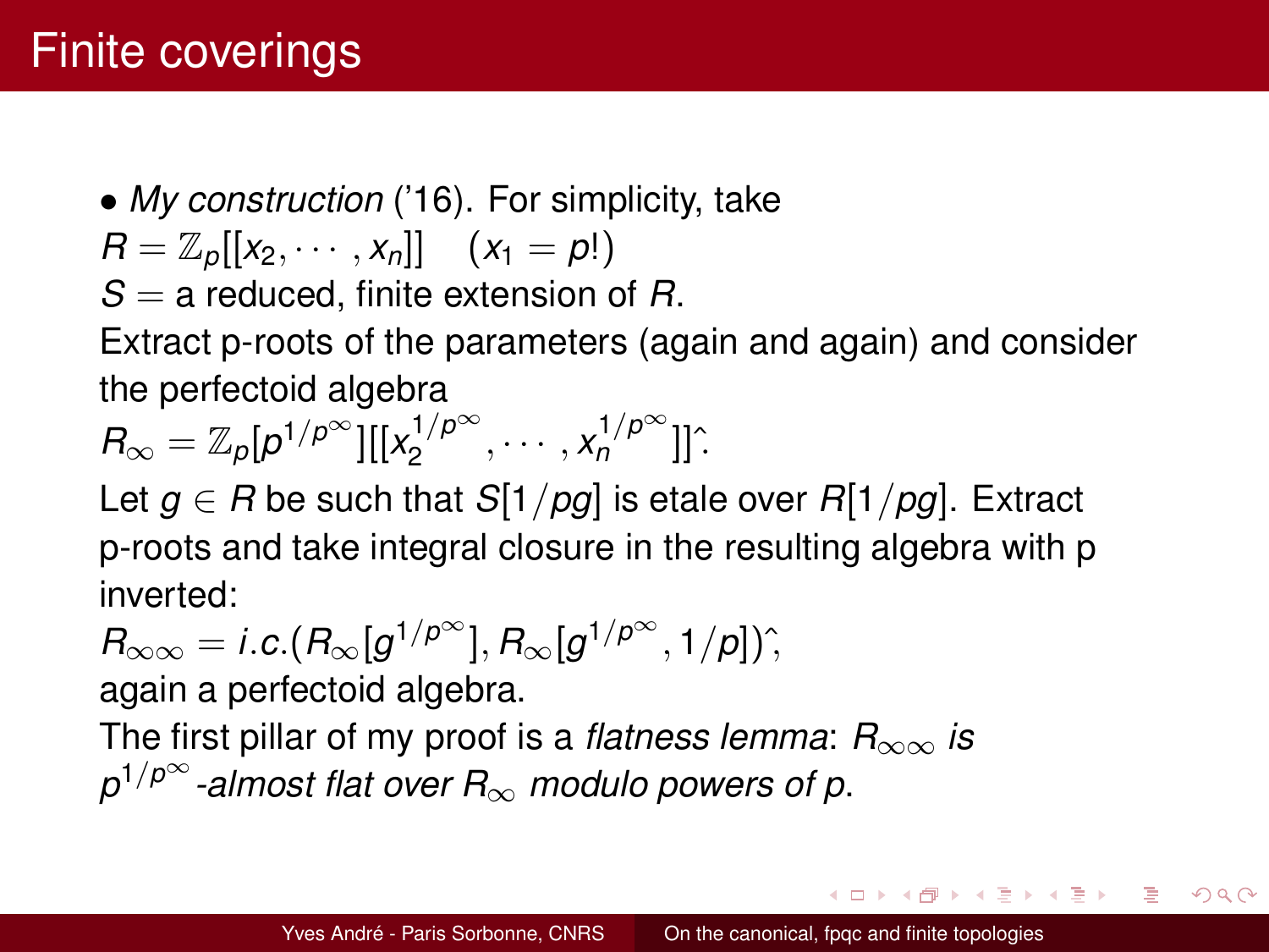# Finite coverings

- *My construction* ('16). For simplicity, take

$R = \mathbb{Z}_p[[x_2, \cdots, x_n]] \quad (x_1 = p!)$

$S =$ a reduced, finite extension of $R$.

Extract p-roots of the parameters (again and again) and consider the perfectoid algebra

$R_\infty = \mathbb{Z}_p[p^{1/p^\infty}][[x_2^{1/p^\infty}, \cdots, x_n^{1/p^\infty}]]\hat{}.$

Let $g \in R$ be such that $S[1/pg]$ is etale over $R[1/pg]$. Extract p-roots and take integral closure in the resulting algebra with p inverted:

$R_{\infty\infty} = i.c.(R_\infty[g^{1/p^\infty}], R_\infty[g^{1/p^\infty}, 1/p])\hat{},$

again a perfectoid algebra.

The first pillar of my proof is a *flatness lemma*: $R_{\infty\infty}$ *is* $p^{1/p^\infty}$*-almost flat over* $R_\infty$ *modulo powers of* $p$.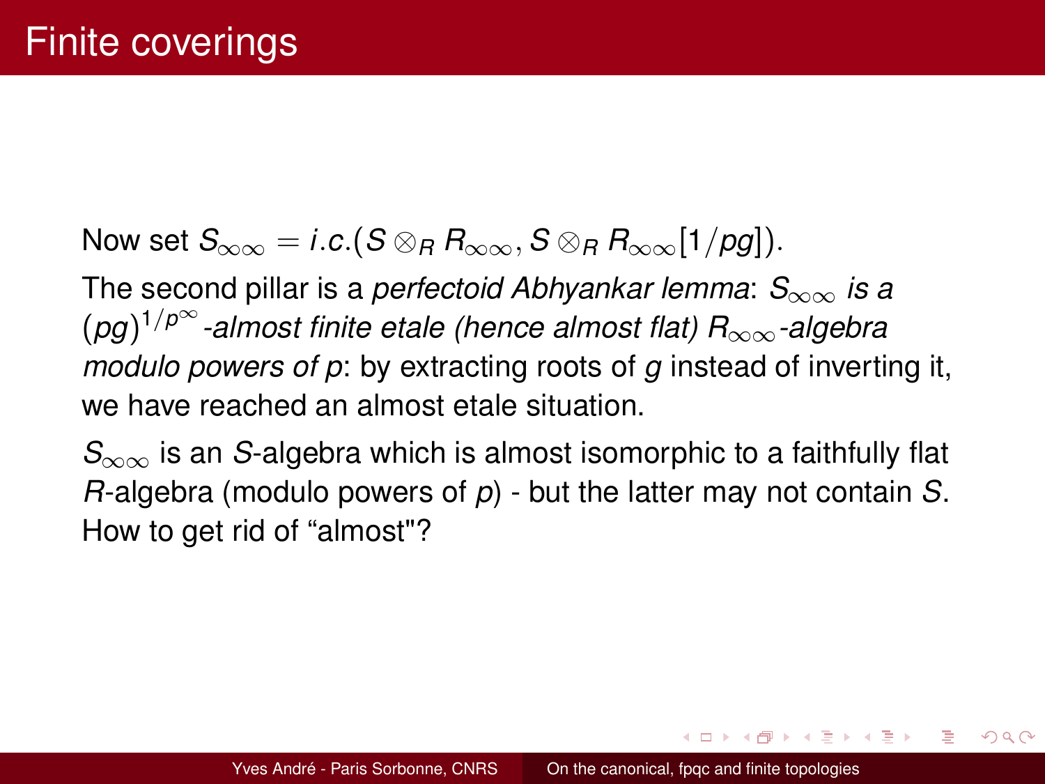# Finite coverings

Now set $S_{\infty\infty} = i.c.(S \otimes_R R_{\infty\infty}, S \otimes_R R_{\infty\infty}[1/pg])$.

The second pillar is a *perfectoid Abhyankar lemma*: *$S_{\infty\infty}$ is a $(pg)^{1/p^\infty}$-almost finite etale (hence almost flat) $R_{\infty\infty}$-algebra modulo powers of $p$*: by extracting roots of $g$ instead of inverting it, we have reached an almost etale situation.

$S_{\infty\infty}$ is an $S$-algebra which is almost isomorphic to a faithfully flat $R$-algebra (modulo powers of $p$) - but the latter may not contain $S$. How to get rid of “almost"?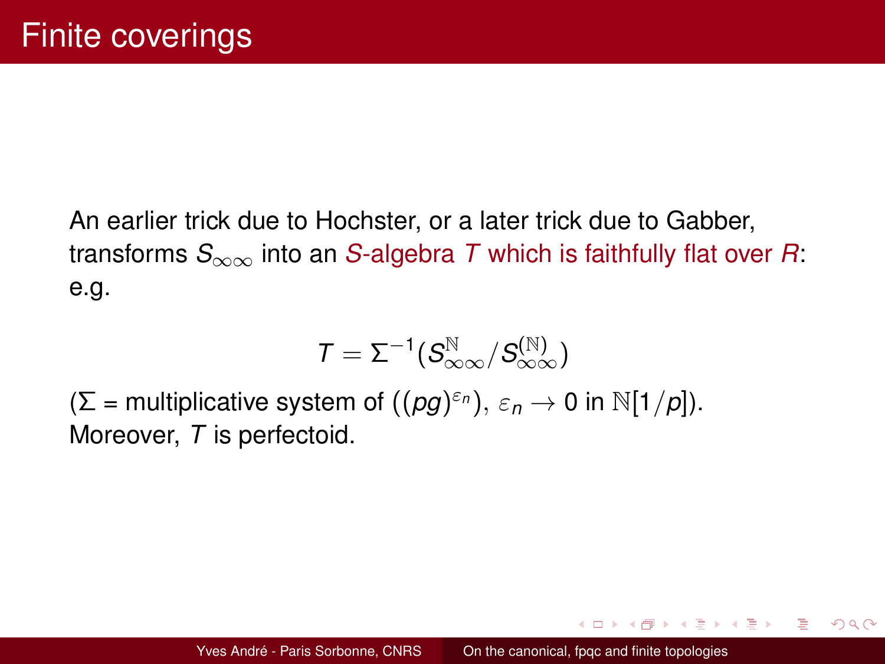# Finite coverings

An earlier trick due to Hochster, or a later trick due to Gabber, transforms $S_{\infty\infty}$ into an $S$-algebra $T$ which is faithfully flat over $R$: e.g.

$$T = \Sigma^{-1}(S_{\infty\infty}^{\mathbb{N}} / S_{\infty\infty}^{(\mathbb{N})})$$

($\Sigma$ = multiplicative system of $((pg)^{\varepsilon_n})$, $\varepsilon_n \to 0$ in $\mathbb{N}[1/p]$).
Moreover, $T$ is perfectoid.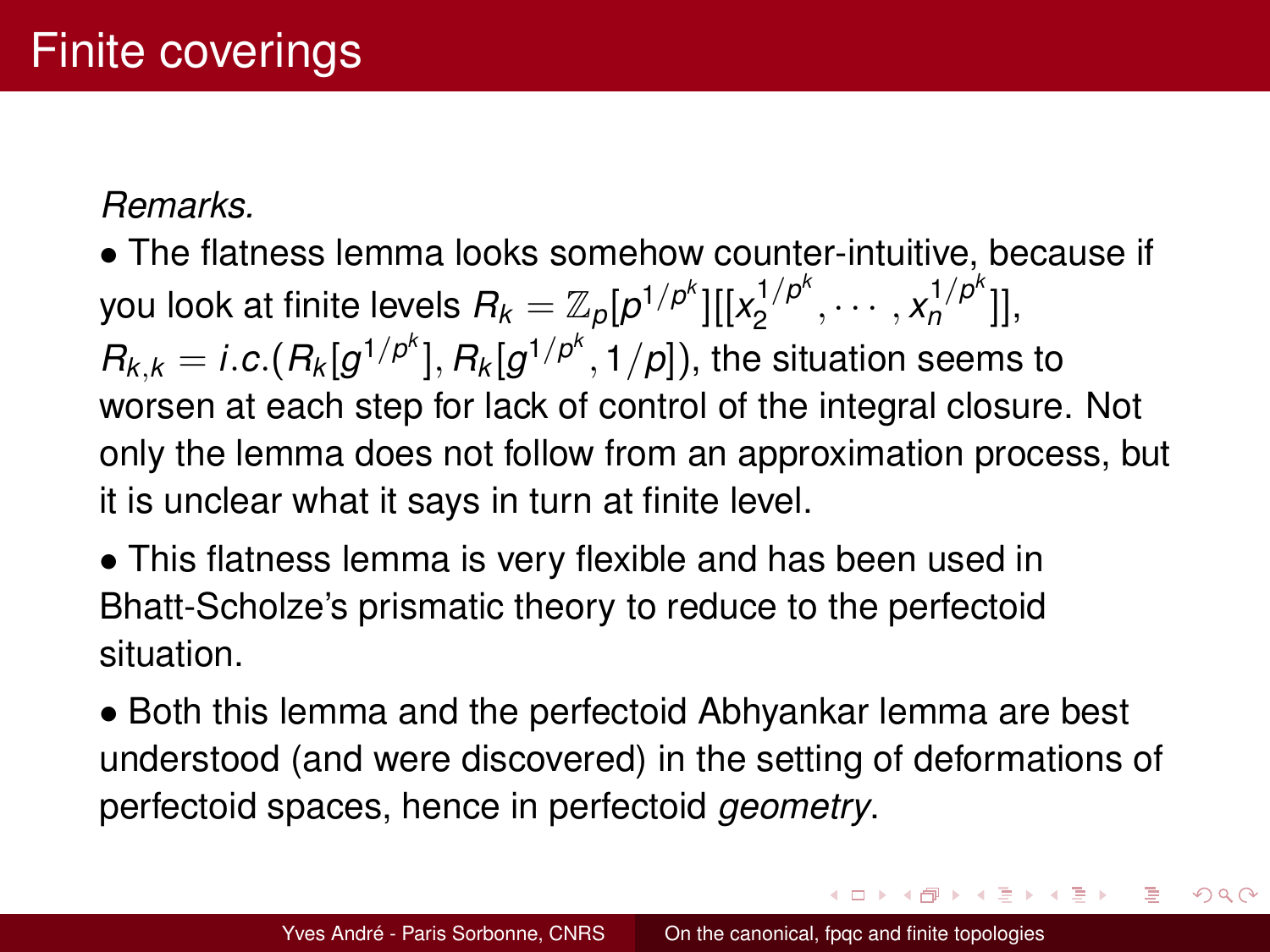# Finite coverings

*Remarks.*

- The flatness lemma looks somehow counter-intuitive, because if you look at finite levels $R_k = \mathbb{Z}_p[p^{1/p^k}][[x_2^{1/p^k}, \cdots, x_n^{1/p^k}]]$, $R_{k,k} = i.c.(R_k[g^{1/p^k}], R_k[g^{1/p^k}, 1/p])$, the situation seems to worsen at each step for lack of control of the integral closure. Not only the lemma does not follow from an approximation process, but it is unclear what it says in turn at finite level.

- This flatness lemma is very flexible and has been used in Bhatt-Scholze's prismatic theory to reduce to the perfectoid situation.

- Both this lemma and the perfectoid Abhyankar lemma are best understood (and were discovered) in the setting of deformations of perfectoid spaces, hence in perfectoid *geometry*.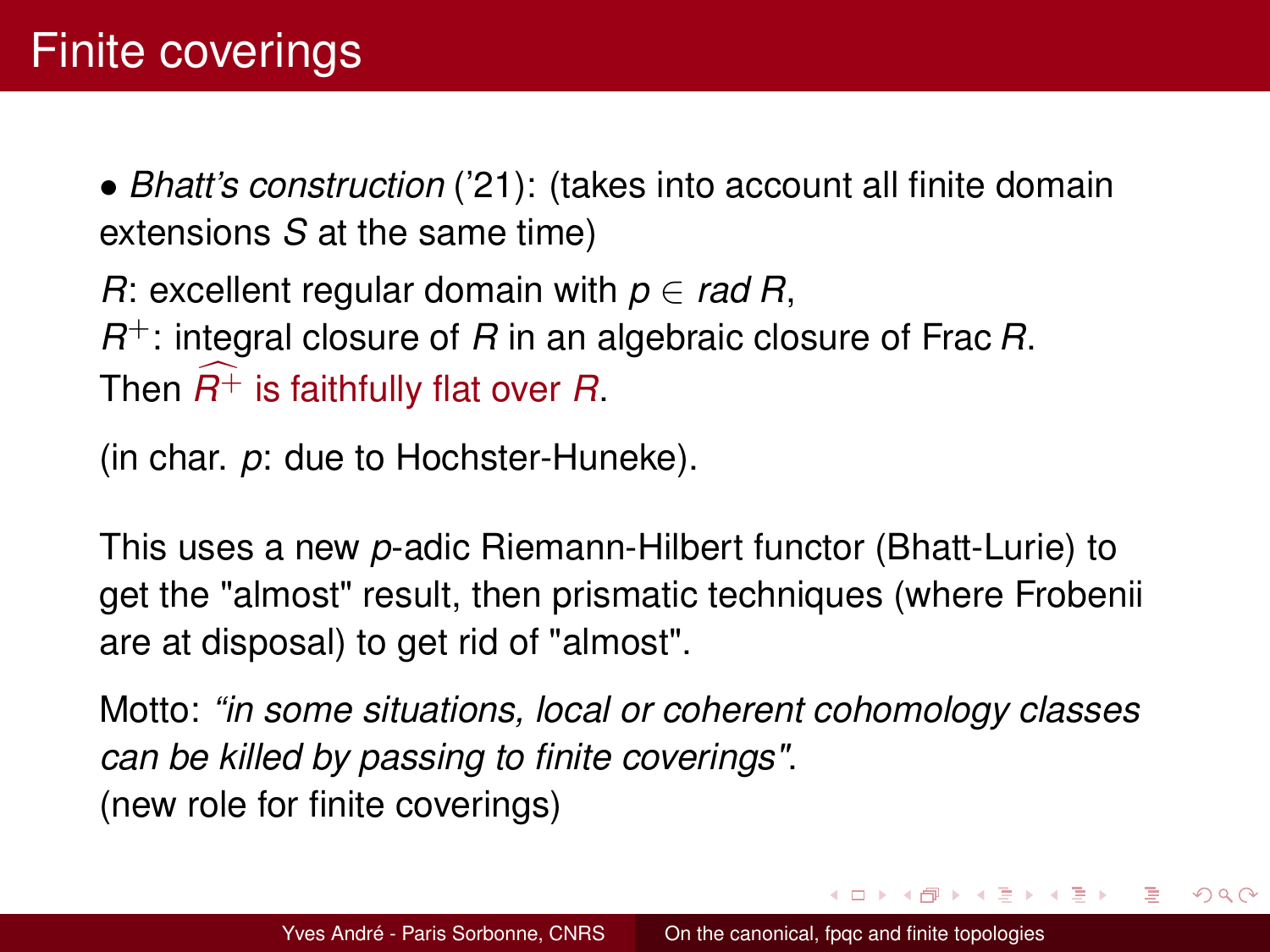# Finite coverings

- *Bhatt's construction* ('21): (takes into account all finite domain extensions $S$ at the same time)

$R$: excellent regular domain with $p \in \mathit{rad}\, R$,
$R^+$: integral closure of $R$ in an algebraic closure of Frac $R$.
Then $\widehat{R^+}$ is faithfully flat over $R$.

(in char. $p$: due to Hochster-Huneke).

This uses a new $p$-adic Riemann-Hilbert functor (Bhatt-Lurie) to get the "almost" result, then prismatic techniques (where Frobenii are at disposal) to get rid of "almost".

Motto: *"in some situations, local or coherent cohomology classes can be killed by passing to finite coverings"*.
(new role for finite coverings)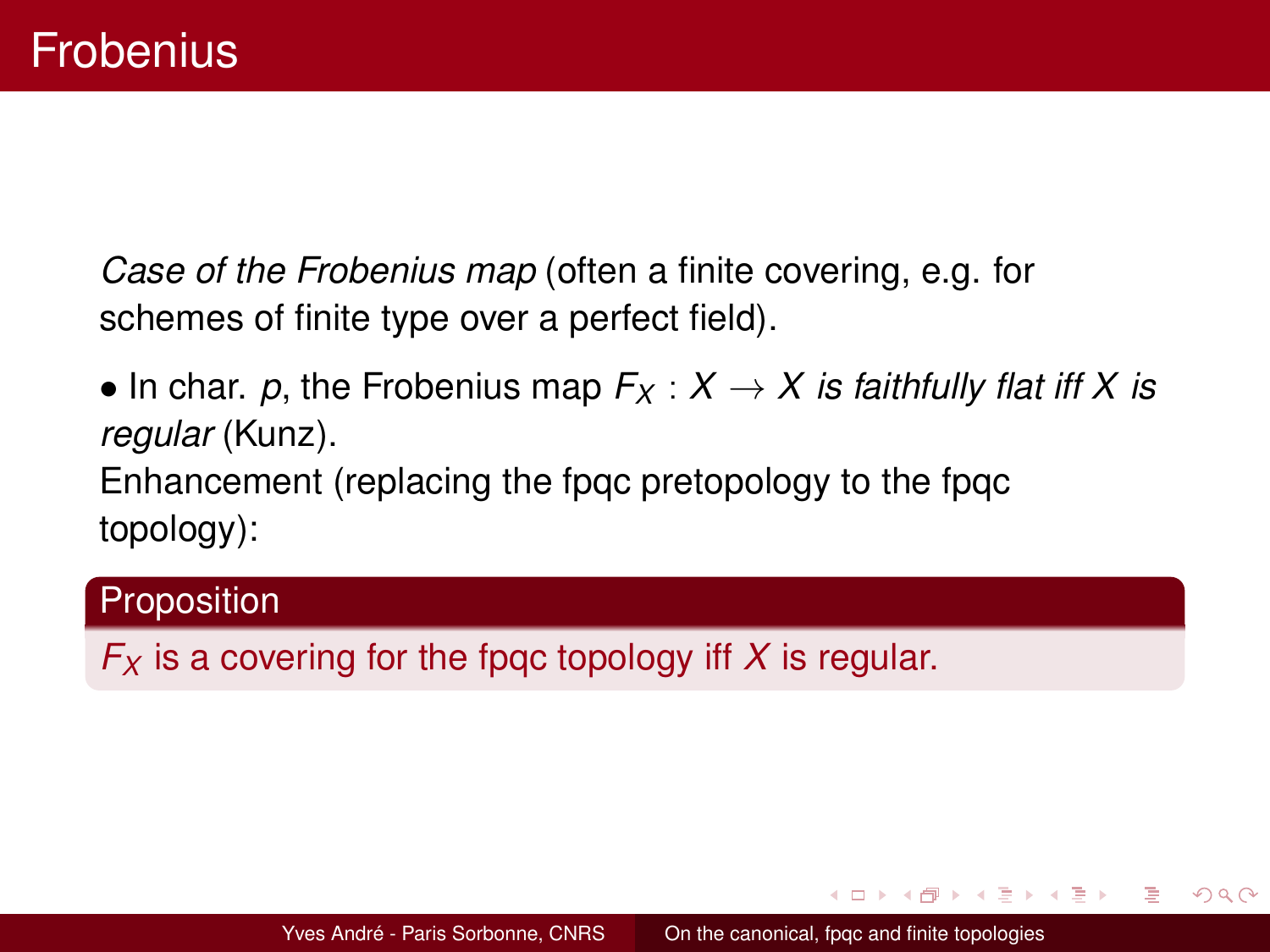# Frobenius

*Case of the Frobenius map* (often a finite covering, e.g. for schemes of finite type over a perfect field).

• In char. $p$, the Frobenius map $F_X : X \to X$ *is faithfully flat iff* $X$ *is regular* (Kunz).

Enhancement (replacing the fpqc pretopology to the fpqc topology):

**Proposition**

$F_X$ is a covering for the fpqc topology iff $X$ is regular.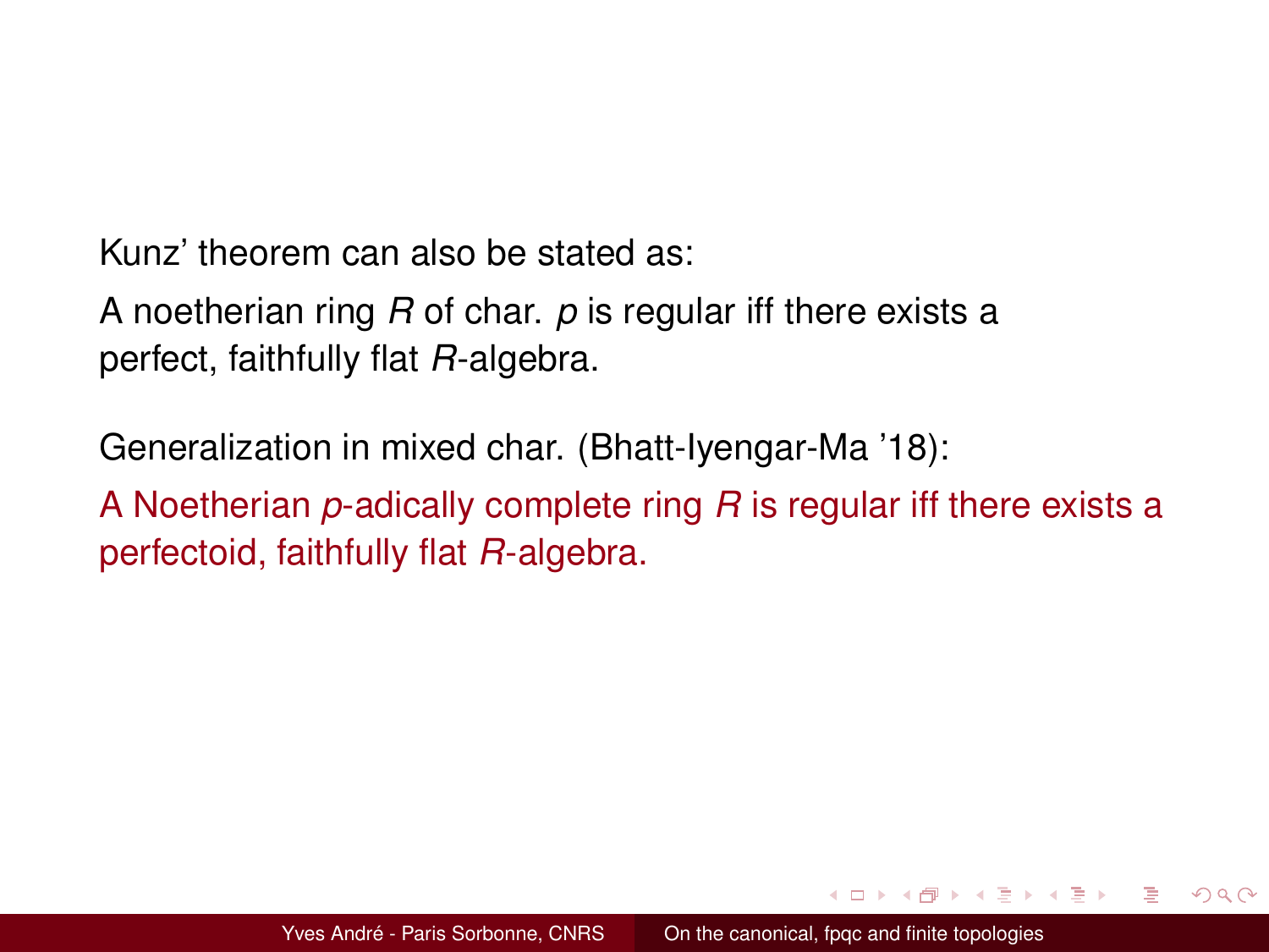Kunz' theorem can also be stated as:

A noetherian ring $R$ of char. $p$ is regular iff there exists a perfect, faithfully flat $R$-algebra.

Generalization in mixed char. (Bhatt-Iyengar-Ma '18):

A Noetherian $p$-adically complete ring $R$ is regular iff there exists a perfectoid, faithfully flat $R$-algebra.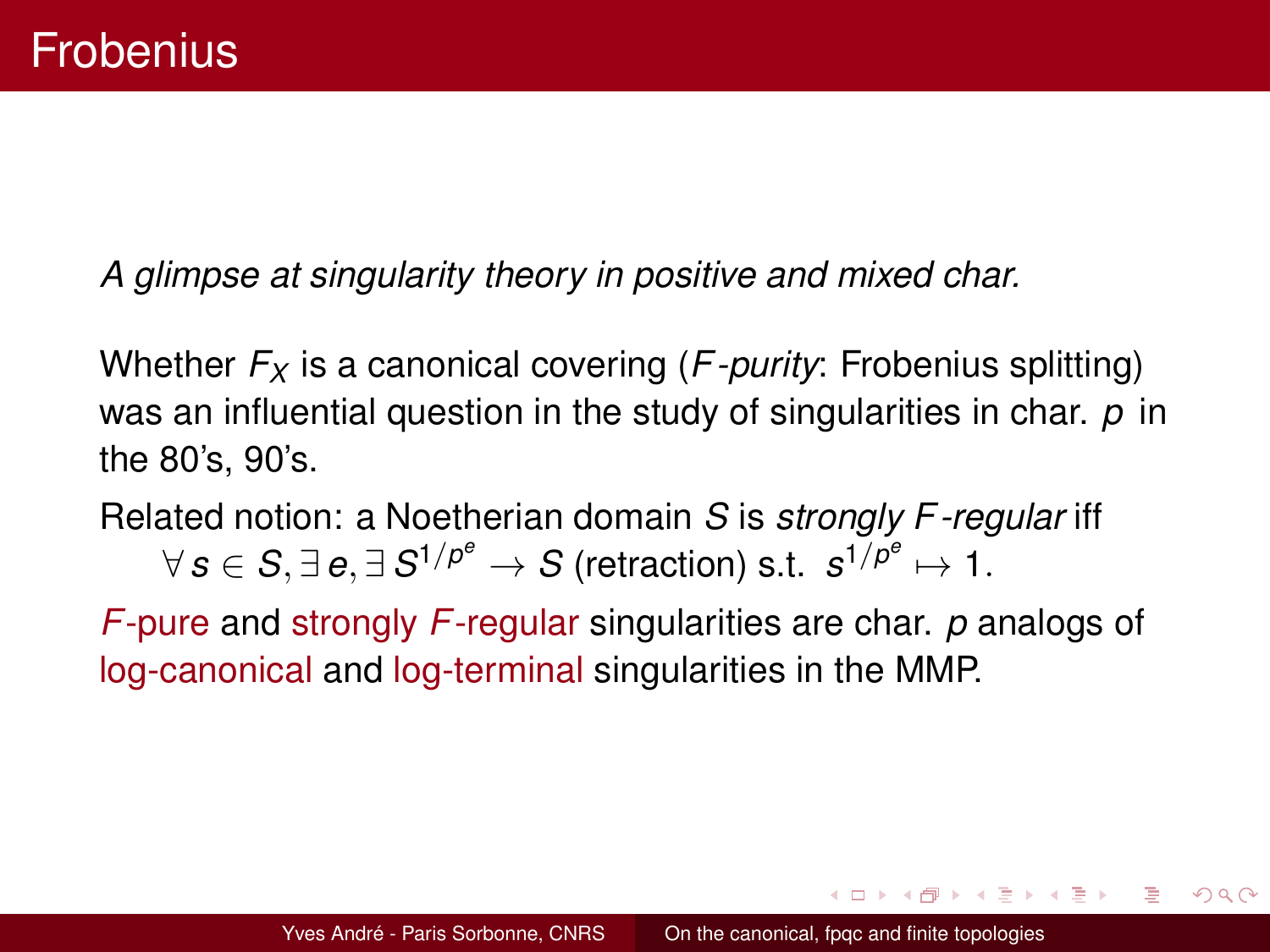# Frobenius

*A glimpse at singularity theory in positive and mixed char.*

Whether $F_X$ is a canonical covering (*F-purity*: Frobenius splitting) was an influential question in the study of singularities in char. $p$ in the 80's, 90's.

Related notion: a Noetherian domain $S$ is *strongly F-regular* iff

$$\forall\, s \in S, \exists\, e, \exists\, S^{1/p^e} \to S \text{ (retraction) s.t. } s^{1/p^e} \mapsto 1.$$

*F*-pure and strongly *F*-regular singularities are char. $p$ analogs of log-canonical and log-terminal singularities in the MMP.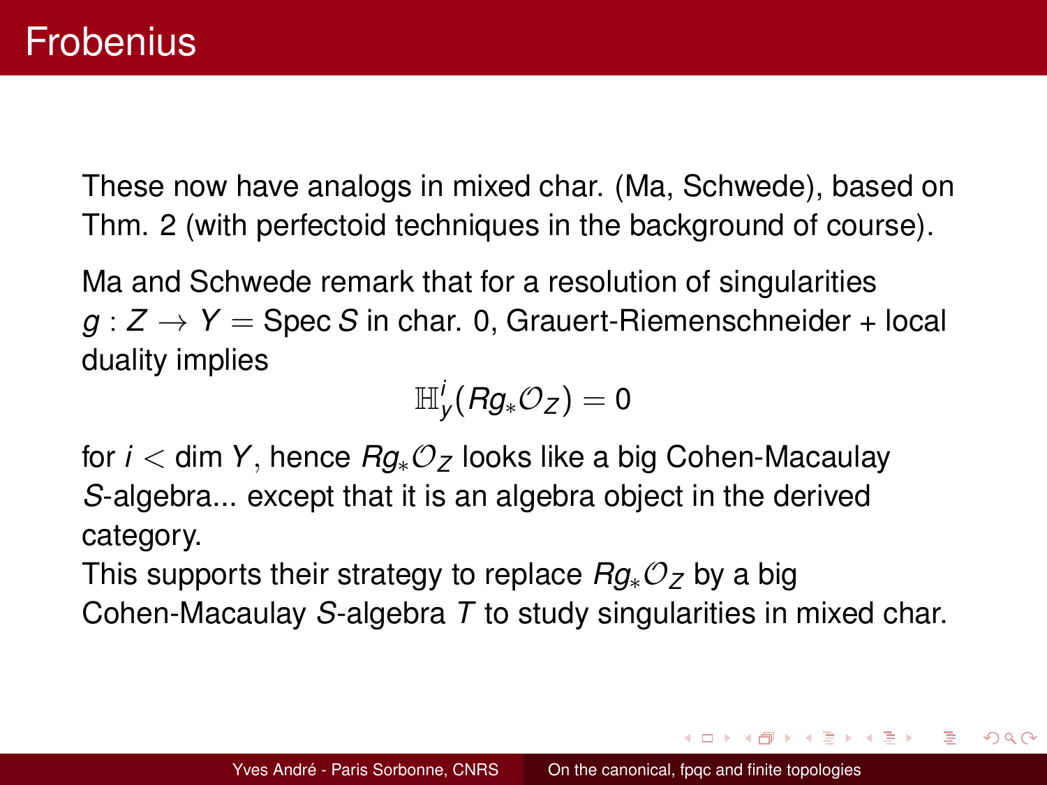# Frobenius

These now have analogs in mixed char. (Ma, Schwede), based on Thm. 2 (with perfectoid techniques in the background of course).

Ma and Schwede remark that for a resolution of singularities $g : Z \to Y = \operatorname{Spec} S$ in char. 0, Grauert-Riemenschneider + local duality implies

$$\mathbb{H}^i_y(Rg_*\mathcal{O}_Z) = 0$$

for $i < \dim Y$, hence $Rg_*\mathcal{O}_Z$ looks like a big Cohen-Macaulay $S$-algebra... except that it is an algebra object in the derived category.

This supports their strategy to replace $Rg_*\mathcal{O}_Z$ by a big Cohen-Macaulay $S$-algebra $T$ to study singularities in mixed char.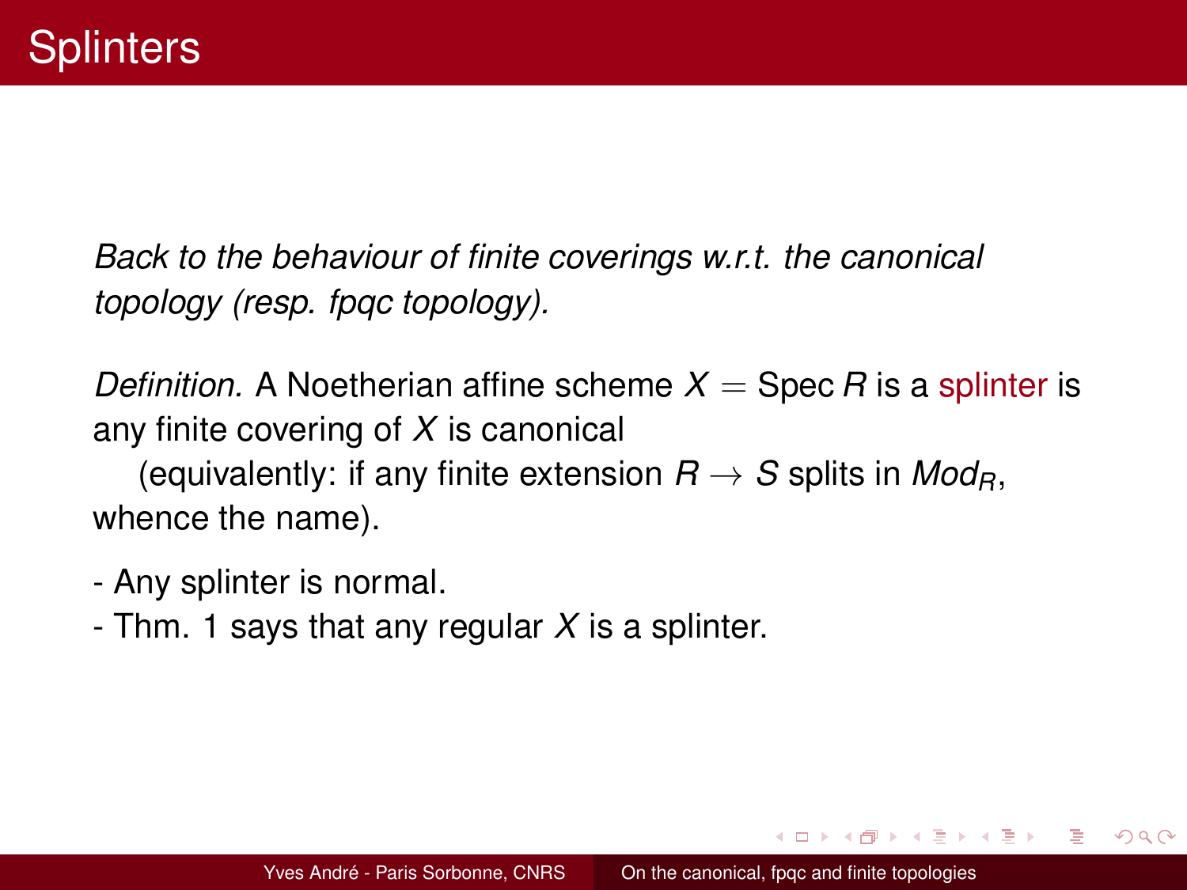# Splinters

*Back to the behaviour of finite coverings w.r.t. the canonical topology (resp. fpqc topology).*

*Definition.* A Noetherian affine scheme $X = \text{Spec}\, R$ is a splinter is any finite covering of $X$ is canonical

(equivalently: if any finite extension $R \to S$ splits in $Mod_R$, whence the name).

- Any splinter is normal.
- Thm. 1 says that any regular $X$ is a splinter.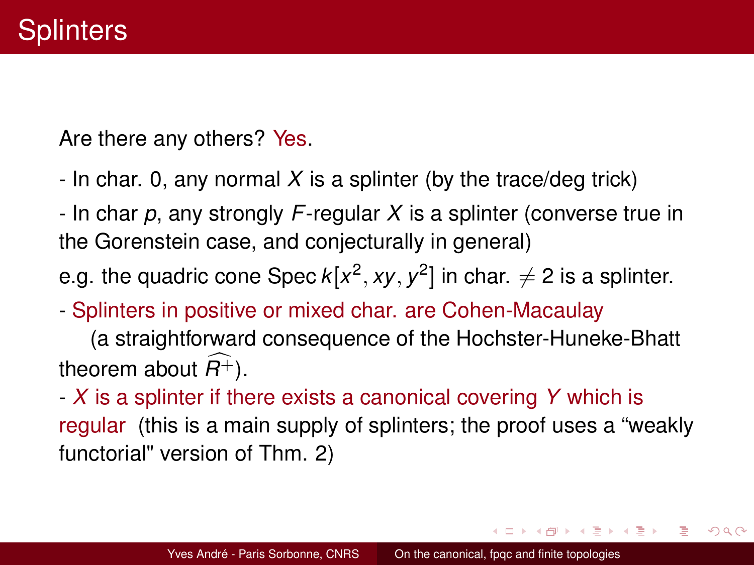# Splinters

Are there any others? Yes.

- In char. 0, any normal $X$ is a splinter (by the trace/deg trick)
- In char $p$, any strongly $F$-regular $X$ is a splinter (converse true in the Gorenstein case, and conjecturally in general)

e.g. the quadric cone Spec $k[x^2, xy, y^2]$ in char. $\neq 2$ is a splinter.

- Splinters in positive or mixed char. are Cohen-Macaulay

  (a straightforward consequence of the Hochster-Huneke-Bhatt theorem about $\widehat{R^+}$).

- $X$ is a splinter if there exists a canonical covering $Y$ which is regular (this is a main supply of splinters; the proof uses a “weakly functorial" version of Thm. 2)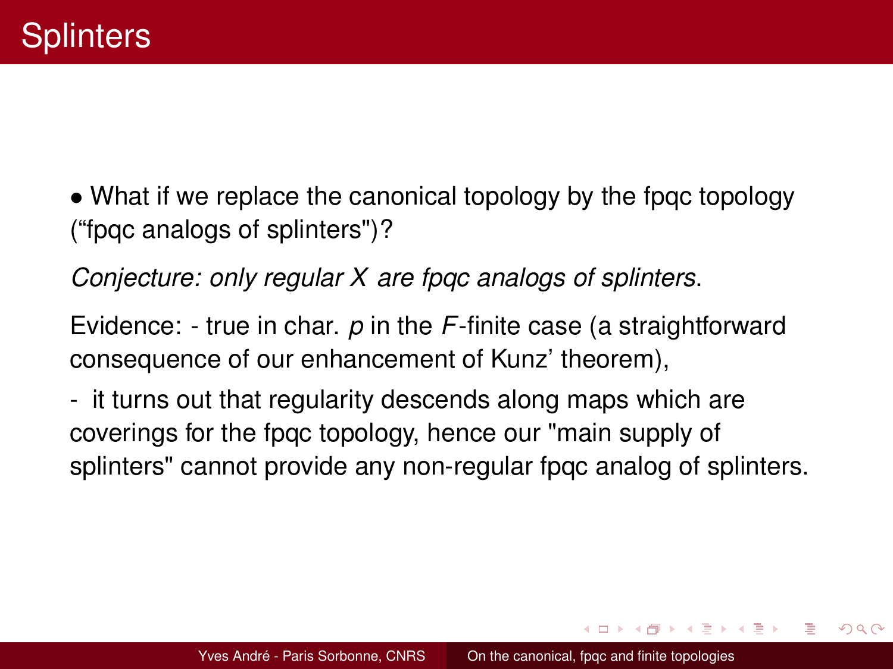# Splinters

- What if we replace the canonical topology by the fpqc topology ("fpqc analogs of splinters")?

*Conjecture: only regular $X$ are fpqc analogs of splinters*.

Evidence: - true in char. $p$ in the $F$-finite case (a straightforward consequence of our enhancement of Kunz' theorem),

- it turns out that regularity descends along maps which are coverings for the fpqc topology, hence our "main supply of splinters" cannot provide any non-regular fpqc analog of splinters.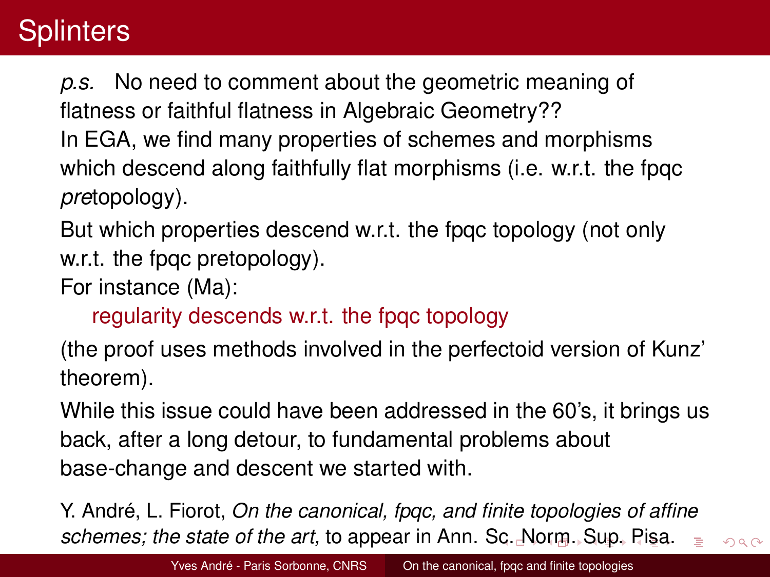# Splinters

*p.s.* No need to comment about the geometric meaning of flatness or faithful flatness in Algebraic Geometry??

In EGA, we find many properties of schemes and morphisms which descend along faithfully flat morphisms (i.e. w.r.t. the fpqc *pre*topology).

But which properties descend w.r.t. the fpqc topology (not only w.r.t. the fpqc pretopology).

For instance (Ma):

> regularity descends w.r.t. the fpqc topology

(the proof uses methods involved in the perfectoid version of Kunz' theorem).

While this issue could have been addressed in the 60's, it brings us back, after a long detour, to fundamental problems about base-change and descent we started with.

Y. André, L. Fiorot, *On the canonical, fpqc, and finite topologies of affine schemes; the state of the art,* to appear in Ann. Sc. Norm. Sup. Pisa.